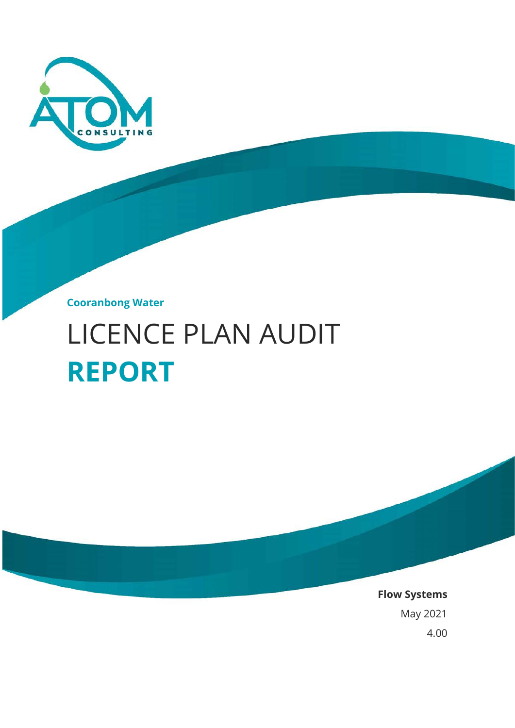ATOM CONSULTING

**Cooranbong Water**

# LICENCE PLAN AUDIT **REPORT**

**Flow Systems**

May 2021

4.00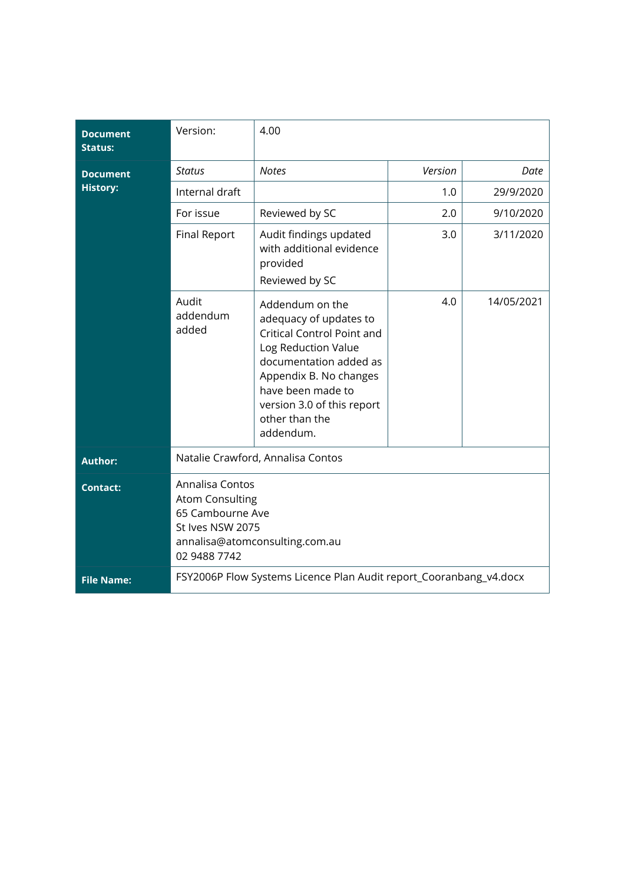| | | | | |
|---|---|---|---|---|
| **Document Status:** | Version: | 4.00 | | |
| **Document History:** | *Status* | *Notes* | *Version* | *Date* |
| | Internal draft | | 1.0 | 29/9/2020 |
| | For issue | Reviewed by SC | 2.0 | 9/10/2020 |
| | Final Report | Audit findings updated with additional evidence provided<br>Reviewed by SC | 3.0 | 3/11/2020 |
| | Audit addendum added | Addendum on the adequacy of updates to Critical Control Point and Log Reduction Value documentation added as Appendix B. No changes have been made to version 3.0 of this report other than the addendum. | 4.0 | 14/05/2021 |
| **Author:** | Natalie Crawford, Annalisa Contos | | | |
| **Contact:** | Annalisa Contos<br>Atom Consulting<br>65 Cambourne Ave<br>St Ives NSW 2075<br>annalisa@atomconsulting.com.au<br>02 9488 7742 | | | |
| **File Name:** | FSY2006P Flow Systems Licence Plan Audit report_Cooranbang_v4.docx | | | |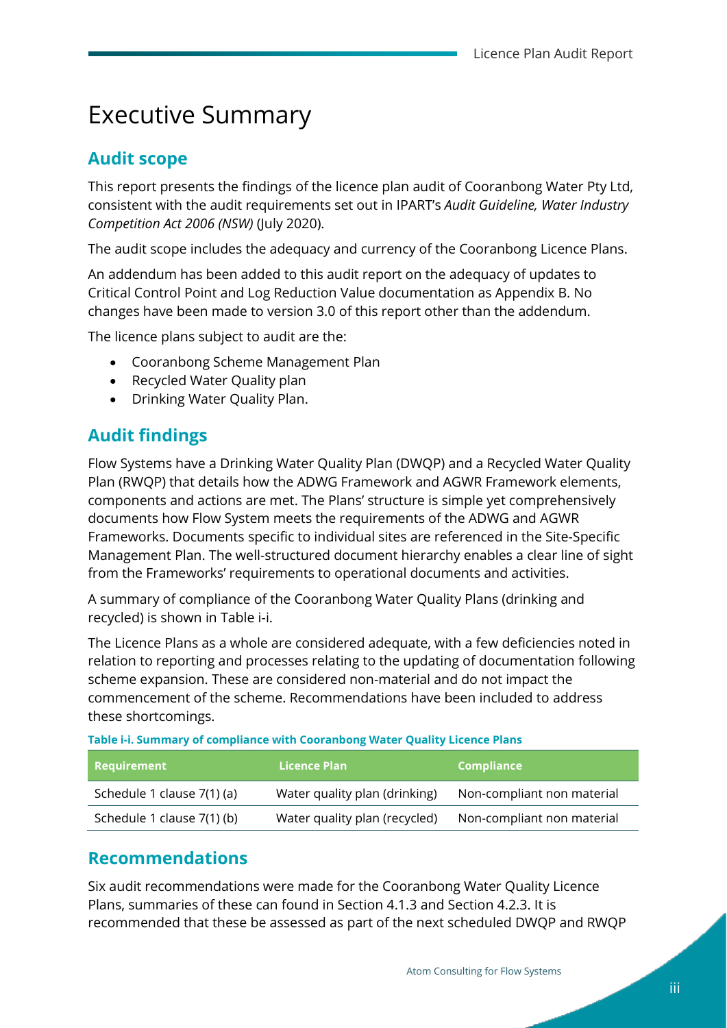# Executive Summary

## Audit scope

This report presents the findings of the licence plan audit of Cooranbong Water Pty Ltd, consistent with the audit requirements set out in IPART's *Audit Guideline, Water Industry Competition Act 2006 (NSW)* (July 2020).

The audit scope includes the adequacy and currency of the Cooranbong Licence Plans.

An addendum has been added to this audit report on the adequacy of updates to Critical Control Point and Log Reduction Value documentation as Appendix B. No changes have been made to version 3.0 of this report other than the addendum.

The licence plans subject to audit are the:

- Cooranbong Scheme Management Plan
- Recycled Water Quality plan
- Drinking Water Quality Plan.

## Audit findings

Flow Systems have a Drinking Water Quality Plan (DWQP) and a Recycled Water Quality Plan (RWQP) that details how the ADWG Framework and AGWR Framework elements, components and actions are met. The Plans' structure is simple yet comprehensively documents how Flow System meets the requirements of the ADWG and AGWR Frameworks. Documents specific to individual sites are referenced in the Site-Specific Management Plan. The well-structured document hierarchy enables a clear line of sight from the Frameworks' requirements to operational documents and activities.

A summary of compliance of the Cooranbong Water Quality Plans (drinking and recycled) is shown in Table i-i.

The Licence Plans as a whole are considered adequate, with a few deficiencies noted in relation to reporting and processes relating to the updating of documentation following scheme expansion. These are considered non-material and do not impact the commencement of the scheme. Recommendations have been included to address these shortcomings.

**Table i-i. Summary of compliance with Cooranbong Water Quality Licence Plans**

| Requirement | Licence Plan | Compliance |
| --- | --- | --- |
| Schedule 1 clause 7(1) (a) | Water quality plan (drinking) | Non-compliant non material |
| Schedule 1 clause 7(1) (b) | Water quality plan (recycled) | Non-compliant non material |

## Recommendations

Six audit recommendations were made for the Cooranbong Water Quality Licence Plans, summaries of these can found in Section 4.1.3 and Section 4.2.3. It is recommended that these be assessed as part of the next scheduled DWQP and RWQP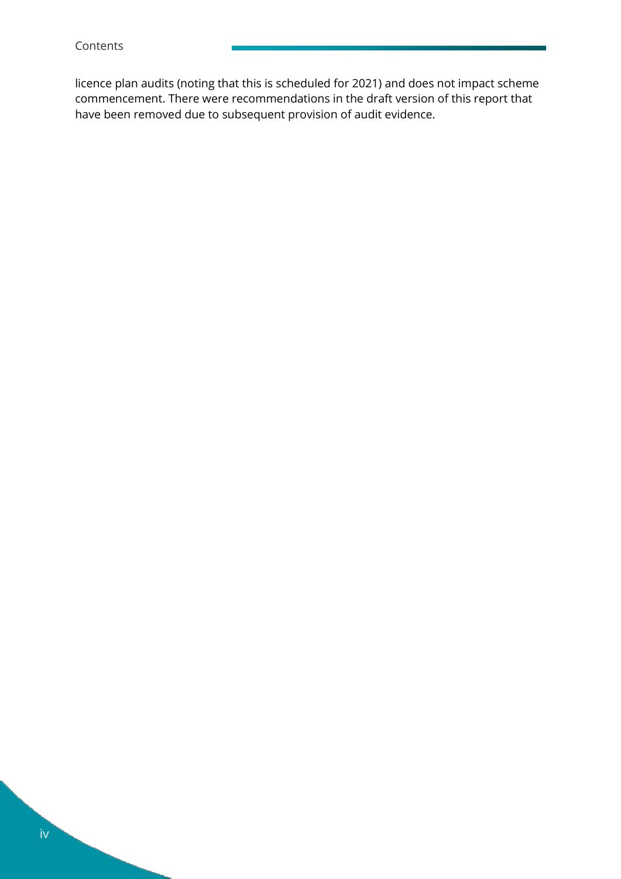licence plan audits (noting that this is scheduled for 2021) and does not impact scheme commencement. There were recommendations in the draft version of this report that have been removed due to subsequent provision of audit evidence.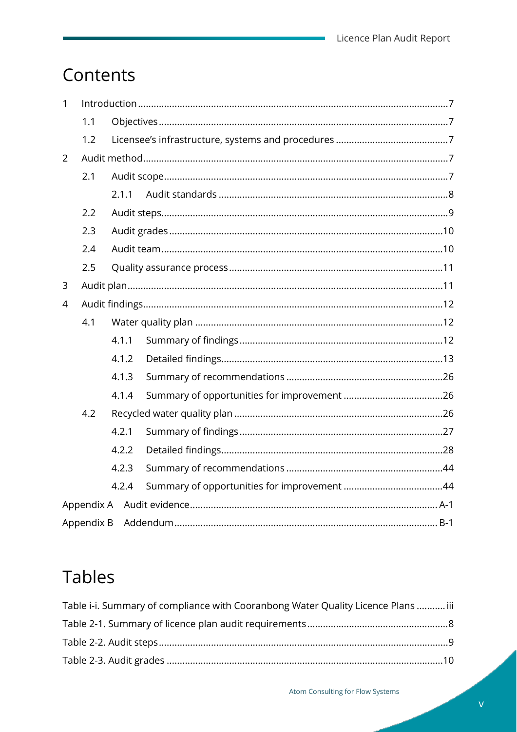# Contents

1 Introduction .....7

1.1 Objectives .....7

1.2 Licensee's infrastructure, systems and procedures .....7

2 Audit method .....7

2.1 Audit scope .....7

2.1.1 Audit standards .....8

2.2 Audit steps .....9

2.3 Audit grades .....10

2.4 Audit team .....10

2.5 Quality assurance process .....11

3 Audit plan .....11

4 Audit findings .....12

4.1 Water quality plan .....12

4.1.1 Summary of findings .....12

4.1.2 Detailed findings .....13

4.1.3 Summary of recommendations .....26

4.1.4 Summary of opportunities for improvement .....26

4.2 Recycled water quality plan .....26

4.2.1 Summary of findings .....27

4.2.2 Detailed findings .....28

4.2.3 Summary of recommendations .....44

4.2.4 Summary of opportunities for improvement .....44

Appendix A Audit evidence .....A-1

Appendix B Addendum .....B-1

# Tables

Table i-i. Summary of compliance with Cooranbong Water Quality Licence Plans .....iii

Table 2-1. Summary of licence plan audit requirements .....8

Table 2-2. Audit steps .....9

Table 2-3. Audit grades .....10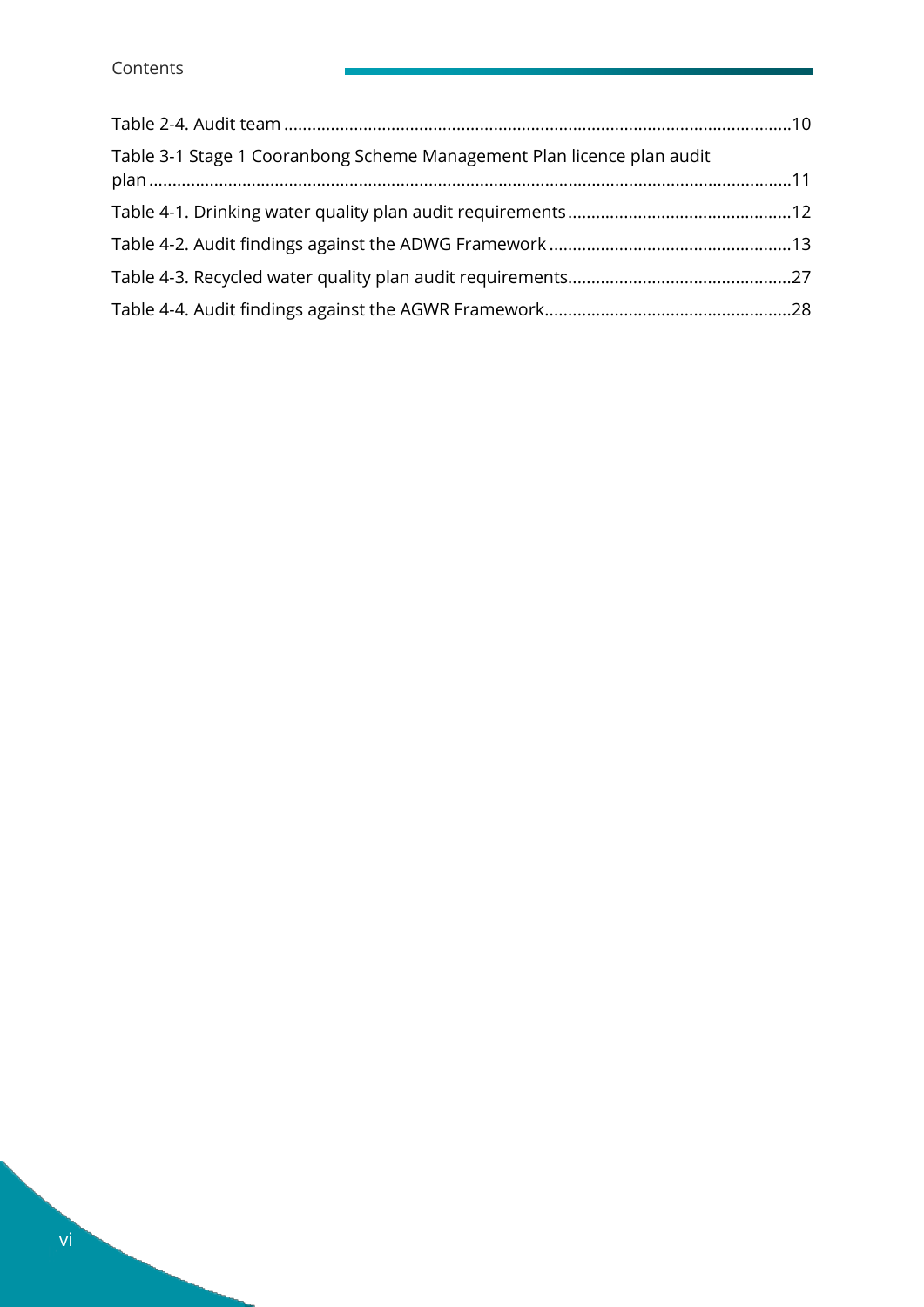Table 2-4. Audit team ..........10

Table 3-1 Stage 1 Cooranbong Scheme Management Plan licence plan audit plan ..........11

Table 4-1. Drinking water quality plan audit requirements ..........12

Table 4-2. Audit findings against the ADWG Framework ..........13

Table 4-3. Recycled water quality plan audit requirements..........27

Table 4-4. Audit findings against the AGWR Framework..........28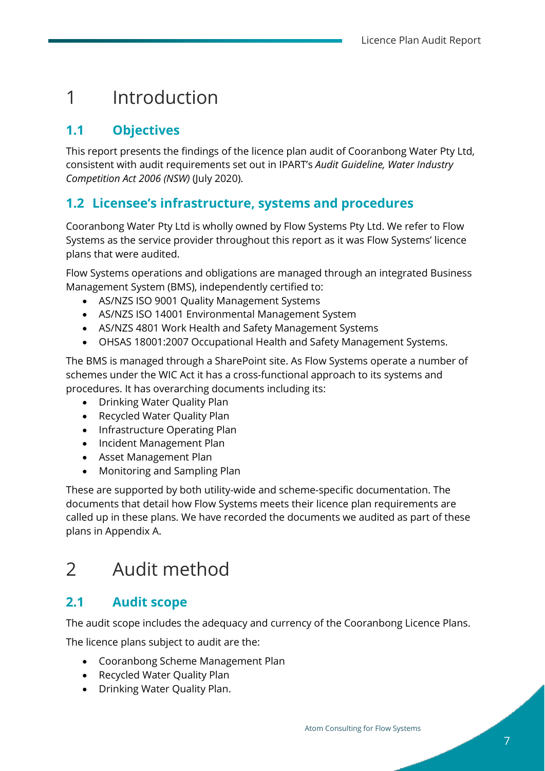# 1 Introduction

## 1.1 Objectives

This report presents the findings of the licence plan audit of Cooranbong Water Pty Ltd, consistent with audit requirements set out in IPART's *Audit Guideline, Water Industry Competition Act 2006 (NSW)* (July 2020).

## 1.2 Licensee's infrastructure, systems and procedures

Cooranbong Water Pty Ltd is wholly owned by Flow Systems Pty Ltd. We refer to Flow Systems as the service provider throughout this report as it was Flow Systems' licence plans that were audited.

Flow Systems operations and obligations are managed through an integrated Business Management System (BMS), independently certified to:

- AS/NZS ISO 9001 Quality Management Systems
- AS/NZS ISO 14001 Environmental Management System
- AS/NZS 4801 Work Health and Safety Management Systems
- OHSAS 18001:2007 Occupational Health and Safety Management Systems.

The BMS is managed through a SharePoint site. As Flow Systems operate a number of schemes under the WIC Act it has a cross-functional approach to its systems and procedures. It has overarching documents including its:

- Drinking Water Quality Plan
- Recycled Water Quality Plan
- Infrastructure Operating Plan
- Incident Management Plan
- Asset Management Plan
- Monitoring and Sampling Plan

These are supported by both utility-wide and scheme-specific documentation. The documents that detail how Flow Systems meets their licence plan requirements are called up in these plans. We have recorded the documents we audited as part of these plans in Appendix A.

# 2 Audit method

## 2.1 Audit scope

The audit scope includes the adequacy and currency of the Cooranbong Licence Plans.

The licence plans subject to audit are the:

- Cooranbong Scheme Management Plan
- Recycled Water Quality Plan
- Drinking Water Quality Plan.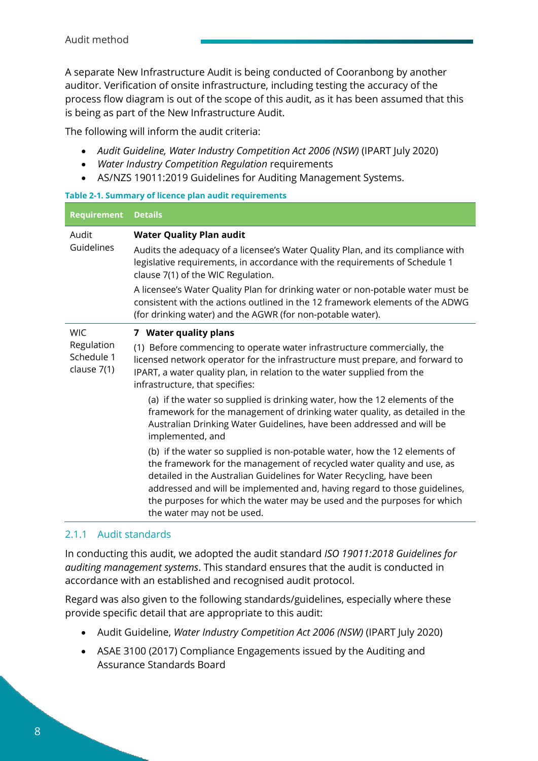A separate New Infrastructure Audit is being conducted of Cooranbong by another auditor. Verification of onsite infrastructure, including testing the accuracy of the process flow diagram is out of the scope of this audit, as it has been assumed that this is being as part of the New Infrastructure Audit.

The following will inform the audit criteria:

- *Audit Guideline, Water Industry Competition Act 2006 (NSW)* (IPART July 2020)
- *Water Industry Competition Regulation* requirements
- AS/NZS 19011:2019 Guidelines for Auditing Management Systems.

**Table 2-1. Summary of licence plan audit requirements**

| Requirement | Details |
|---|---|
| Audit Guidelines | **Water Quality Plan audit**<br><br>Audits the adequacy of a licensee's Water Quality Plan, and its compliance with legislative requirements, in accordance with the requirements of Schedule 1 clause 7(1) of the WIC Regulation.<br><br>A licensee's Water Quality Plan for drinking water or non-potable water must be consistent with the actions outlined in the 12 framework elements of the ADWG (for drinking water) and the AGWR (for non-potable water). |
| WIC Regulation Schedule 1 clause 7(1) | **7 Water quality plans**<br><br>(1) Before commencing to operate water infrastructure commercially, the licensed network operator for the infrastructure must prepare, and forward to IPART, a water quality plan, in relation to the water supplied from the infrastructure, that specifies:<br><br>(a) if the water so supplied is drinking water, how the 12 elements of the framework for the management of drinking water quality, as detailed in the Australian Drinking Water Guidelines, have been addressed and will be implemented, and<br><br>(b) if the water so supplied is non-potable water, how the 12 elements of the framework for the management of recycled water quality and use, as detailed in the Australian Guidelines for Water Recycling, have been addressed and will be implemented and, having regard to those guidelines, the purposes for which the water may be used and the purposes for which the water may not be used. |

### 2.1.1 Audit standards

In conducting this audit, we adopted the audit standard *ISO 19011:2018 Guidelines for auditing management systems*. This standard ensures that the audit is conducted in accordance with an established and recognised audit protocol.

Regard was also given to the following standards/guidelines, especially where these provide specific detail that are appropriate to this audit:

- Audit Guideline, *Water Industry Competition Act 2006 (NSW)* (IPART July 2020)
- ASAE 3100 (2017) Compliance Engagements issued by the Auditing and Assurance Standards Board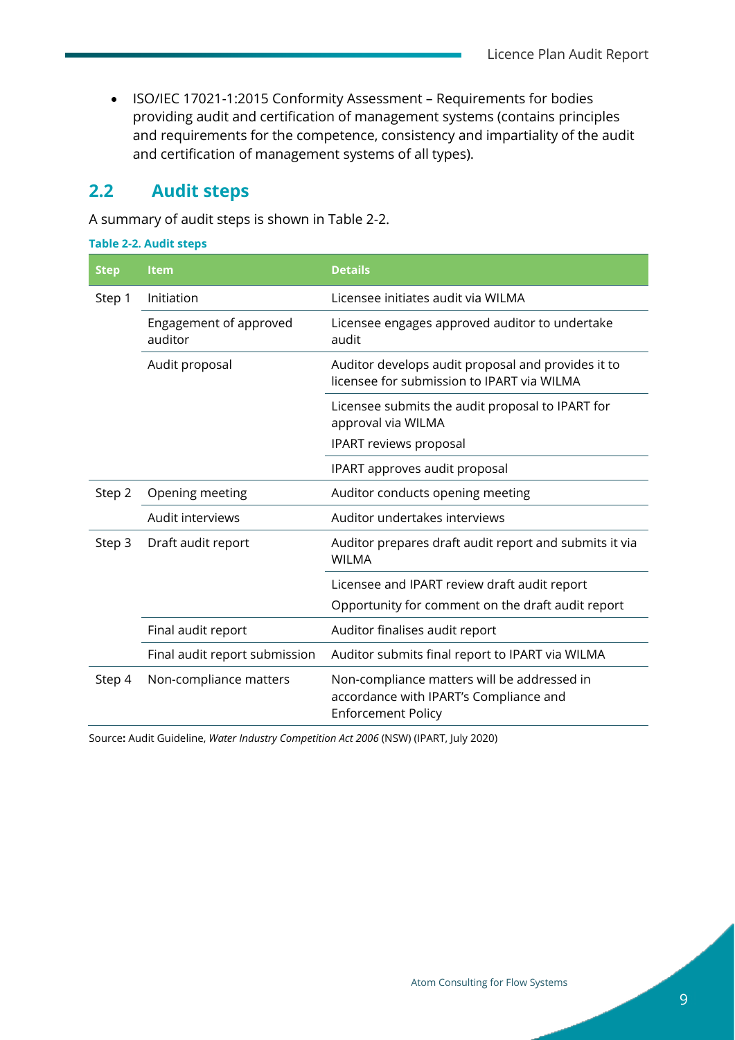- ISO/IEC 17021-1:2015 Conformity Assessment – Requirements for bodies providing audit and certification of management systems (contains principles and requirements for the competence, consistency and impartiality of the audit and certification of management systems of all types).

## 2.2 Audit steps

A summary of audit steps is shown in Table 2-2.

**Table 2-2. Audit steps**

| Step | Item | Details |
|---|---|---|
| Step 1 | Initiation | Licensee initiates audit via WILMA |
| | Engagement of approved auditor | Licensee engages approved auditor to undertake audit |
| | Audit proposal | Auditor develops audit proposal and provides it to licensee for submission to IPART via WILMA |
| | | Licensee submits the audit proposal to IPART for approval via WILMA<br>IPART reviews proposal |
| | | IPART approves audit proposal |
| Step 2 | Opening meeting | Auditor conducts opening meeting |
| | Audit interviews | Auditor undertakes interviews |
| Step 3 | Draft audit report | Auditor prepares draft audit report and submits it via WILMA |
| | | Licensee and IPART review draft audit report<br>Opportunity for comment on the draft audit report |
| | Final audit report | Auditor finalises audit report |
| | Final audit report submission | Auditor submits final report to IPART via WILMA |
| Step 4 | Non-compliance matters | Non-compliance matters will be addressed in accordance with IPART's Compliance and Enforcement Policy |

Source**:** Audit Guideline, *Water Industry Competition Act 2006* (NSW) (IPART, July 2020)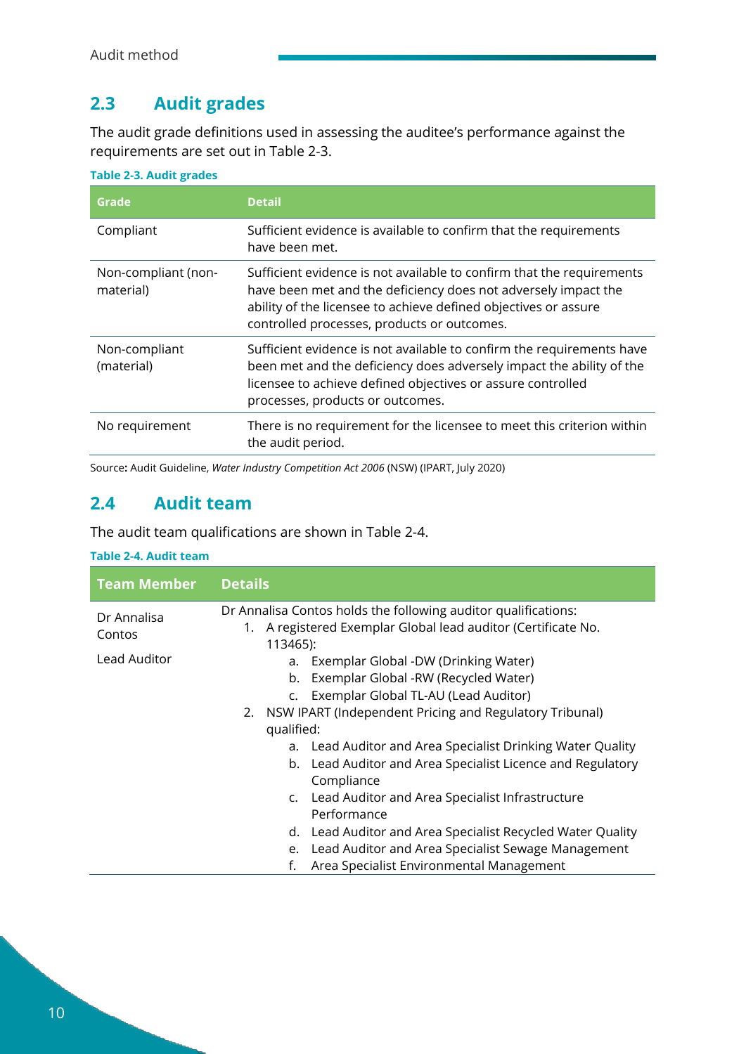## 2.3 Audit grades

The audit grade definitions used in assessing the auditee's performance against the requirements are set out in Table 2-3.

**Table 2-3. Audit grades**

| Grade | Detail |
|---|---|
| Compliant | Sufficient evidence is available to confirm that the requirements have been met. |
| Non-compliant (non-material) | Sufficient evidence is not available to confirm that the requirements have been met and the deficiency does not adversely impact the ability of the licensee to achieve defined objectives or assure controlled processes, products or outcomes. |
| Non-compliant (material) | Sufficient evidence is not available to confirm the requirements have been met and the deficiency does adversely impact the ability of the licensee to achieve defined objectives or assure controlled processes, products or outcomes. |
| No requirement | There is no requirement for the licensee to meet this criterion within the audit period. |

Source**:** Audit Guideline, *Water Industry Competition Act 2006* (NSW) (IPART, July 2020)

## 2.4 Audit team

The audit team qualifications are shown in Table 2-4.

**Table 2-4. Audit team**

| Team Member | Details |
|---|---|
| Dr Annalisa Contos<br><br>Lead Auditor | Dr Annalisa Contos holds the following auditor qualifications:<br>1. A registered Exemplar Global lead auditor (Certificate No. 113465):<br>&nbsp;&nbsp;a. Exemplar Global -DW (Drinking Water)<br>&nbsp;&nbsp;b. Exemplar Global -RW (Recycled Water)<br>&nbsp;&nbsp;c. Exemplar Global TL-AU (Lead Auditor)<br>2. NSW IPART (Independent Pricing and Regulatory Tribunal) qualified:<br>&nbsp;&nbsp;a. Lead Auditor and Area Specialist Drinking Water Quality<br>&nbsp;&nbsp;b. Lead Auditor and Area Specialist Licence and Regulatory Compliance<br>&nbsp;&nbsp;c. Lead Auditor and Area Specialist Infrastructure Performance<br>&nbsp;&nbsp;d. Lead Auditor and Area Specialist Recycled Water Quality<br>&nbsp;&nbsp;e. Lead Auditor and Area Specialist Sewage Management<br>&nbsp;&nbsp;f. Area Specialist Environmental Management |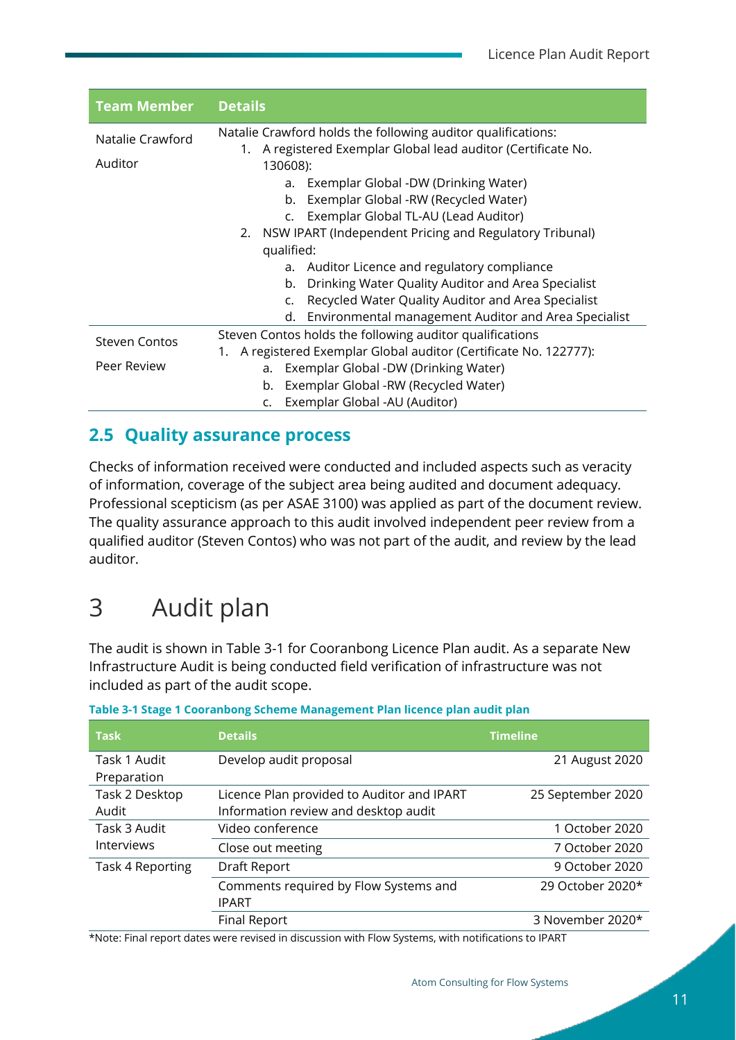| Team Member | Details |
|---|---|
| Natalie Crawford<br>Auditor | Natalie Crawford holds the following auditor qualifications:<br>1. A registered Exemplar Global lead auditor (Certificate No. 130608):<br>a. Exemplar Global -DW (Drinking Water)<br>b. Exemplar Global -RW (Recycled Water)<br>c. Exemplar Global TL-AU (Lead Auditor)<br>2. NSW IPART (Independent Pricing and Regulatory Tribunal) qualified:<br>a. Auditor Licence and regulatory compliance<br>b. Drinking Water Quality Auditor and Area Specialist<br>c. Recycled Water Quality Auditor and Area Specialist<br>d. Environmental management Auditor and Area Specialist |
| Steven Contos<br>Peer Review | Steven Contos holds the following auditor qualifications<br>1. A registered Exemplar Global auditor (Certificate No. 122777):<br>a. Exemplar Global -DW (Drinking Water)<br>b. Exemplar Global -RW (Recycled Water)<br>c. Exemplar Global -AU (Auditor) |

## 2.5 Quality assurance process

Checks of information received were conducted and included aspects such as veracity of information, coverage of the subject area being audited and document adequacy. Professional scepticism (as per ASAE 3100) was applied as part of the document review. The quality assurance approach to this audit involved independent peer review from a qualified auditor (Steven Contos) who was not part of the audit, and review by the lead auditor.

# 3 Audit plan

The audit is shown in Table 3-1 for Cooranbong Licence Plan audit. As a separate New Infrastructure Audit is being conducted field verification of infrastructure was not included as part of the audit scope.

**Table 3-1 Stage 1 Cooranbong Scheme Management Plan licence plan audit plan**

| Task | Details | Timeline |
|---|---|---|
| Task 1 Audit Preparation | Develop audit proposal | 21 August 2020 |
| Task 2 Desktop Audit | Licence Plan provided to Auditor and IPART Information review and desktop audit | 25 September 2020 |
| Task 3 Audit Interviews | Video conference | 1 October 2020 |
| | Close out meeting | 7 October 2020 |
| Task 4 Reporting | Draft Report | 9 October 2020 |
| | Comments required by Flow Systems and IPART | 29 October 2020* |
| | Final Report | 3 November 2020* |

*Note: Final report dates were revised in discussion with Flow Systems, with notifications to IPART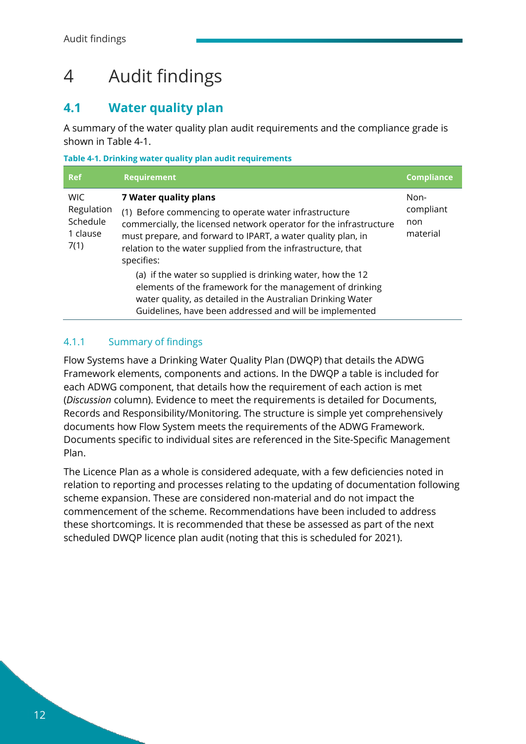# 4 Audit findings

## 4.1 Water quality plan

A summary of the water quality plan audit requirements and the compliance grade is shown in Table 4-1.

**Table 4-1. Drinking water quality plan audit requirements**

| Ref | Requirement | Compliance |
|---|---|---|
| WIC Regulation Schedule 1 clause 7(1) | **7 Water quality plans**<br>(1) Before commencing to operate water infrastructure commercially, the licensed network operator for the infrastructure must prepare, and forward to IPART, a water quality plan, in relation to the water supplied from the infrastructure, that specifies:<br>(a) if the water so supplied is drinking water, how the 12 elements of the framework for the management of drinking water quality, as detailed in the Australian Drinking Water Guidelines, have been addressed and will be implemented | Non-compliant non material |

### 4.1.1 Summary of findings

Flow Systems have a Drinking Water Quality Plan (DWQP) that details the ADWG Framework elements, components and actions. In the DWQP a table is included for each ADWG component, that details how the requirement of each action is met (*Discussion* column). Evidence to meet the requirements is detailed for Documents, Records and Responsibility/Monitoring. The structure is simple yet comprehensively documents how Flow System meets the requirements of the ADWG Framework. Documents specific to individual sites are referenced in the Site-Specific Management Plan.

The Licence Plan as a whole is considered adequate, with a few deficiencies noted in relation to reporting and processes relating to the updating of documentation following scheme expansion. These are considered non-material and do not impact the commencement of the scheme. Recommendations have been included to address these shortcomings. It is recommended that these be assessed as part of the next scheduled DWQP licence plan audit (noting that this is scheduled for 2021).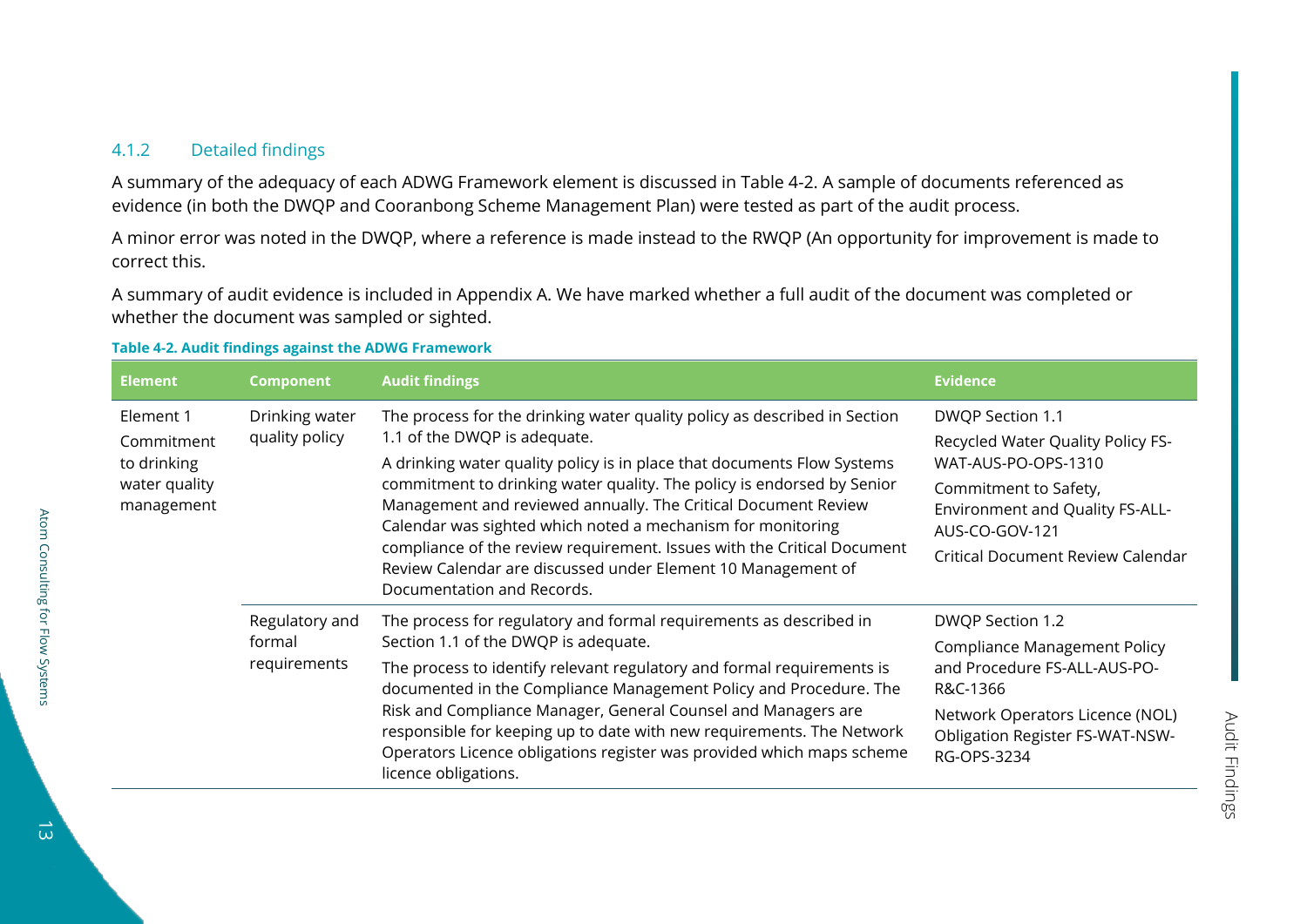### 4.1.2 Detailed findings

A summary of the adequacy of each ADWG Framework element is discussed in Table 4-2. A sample of documents referenced as evidence (in both the DWQP and Cooranbong Scheme Management Plan) were tested as part of the audit process.

A minor error was noted in the DWQP, where a reference is made instead to the RWQP (An opportunity for improvement is made to correct this.

A summary of audit evidence is included in Appendix A. We have marked whether a full audit of the document was completed or whether the document was sampled or sighted.

**Table 4-2. Audit findings against the ADWG Framework**

| Element | Component | Audit findings | Evidence |
|---|---|---|---|
| Element 1 Commitment to drinking water quality management | Drinking water quality policy | The process for the drinking water quality policy as described in Section 1.1 of the DWQP is adequate.<br><br>A drinking water quality policy is in place that documents Flow Systems commitment to drinking water quality. The policy is endorsed by Senior Management and reviewed annually. The Critical Document Review Calendar was sighted which noted a mechanism for monitoring compliance of the review requirement. Issues with the Critical Document Review Calendar are discussed under Element 10 Management of Documentation and Records. | DWQP Section 1.1<br><br>Recycled Water Quality Policy FS-WAT-AUS-PO-OPS-1310<br><br>Commitment to Safety, Environment and Quality FS-ALL-AUS-CO-GOV-121<br><br>Critical Document Review Calendar |
| | Regulatory and formal requirements | The process for regulatory and formal requirements as described in Section 1.1 of the DWQP is adequate.<br><br>The process to identify relevant regulatory and formal requirements is documented in the Compliance Management Policy and Procedure. The Risk and Compliance Manager, General Counsel and Managers are responsible for keeping up to date with new requirements. The Network Operators Licence obligations register was provided which maps scheme licence obligations. | DWQP Section 1.2<br><br>Compliance Management Policy and Procedure FS-ALL-AUS-PO-R&C-1366<br><br>Network Operators Licence (NOL) Obligation Register FS-WAT-NSW-RG-OPS-3234 |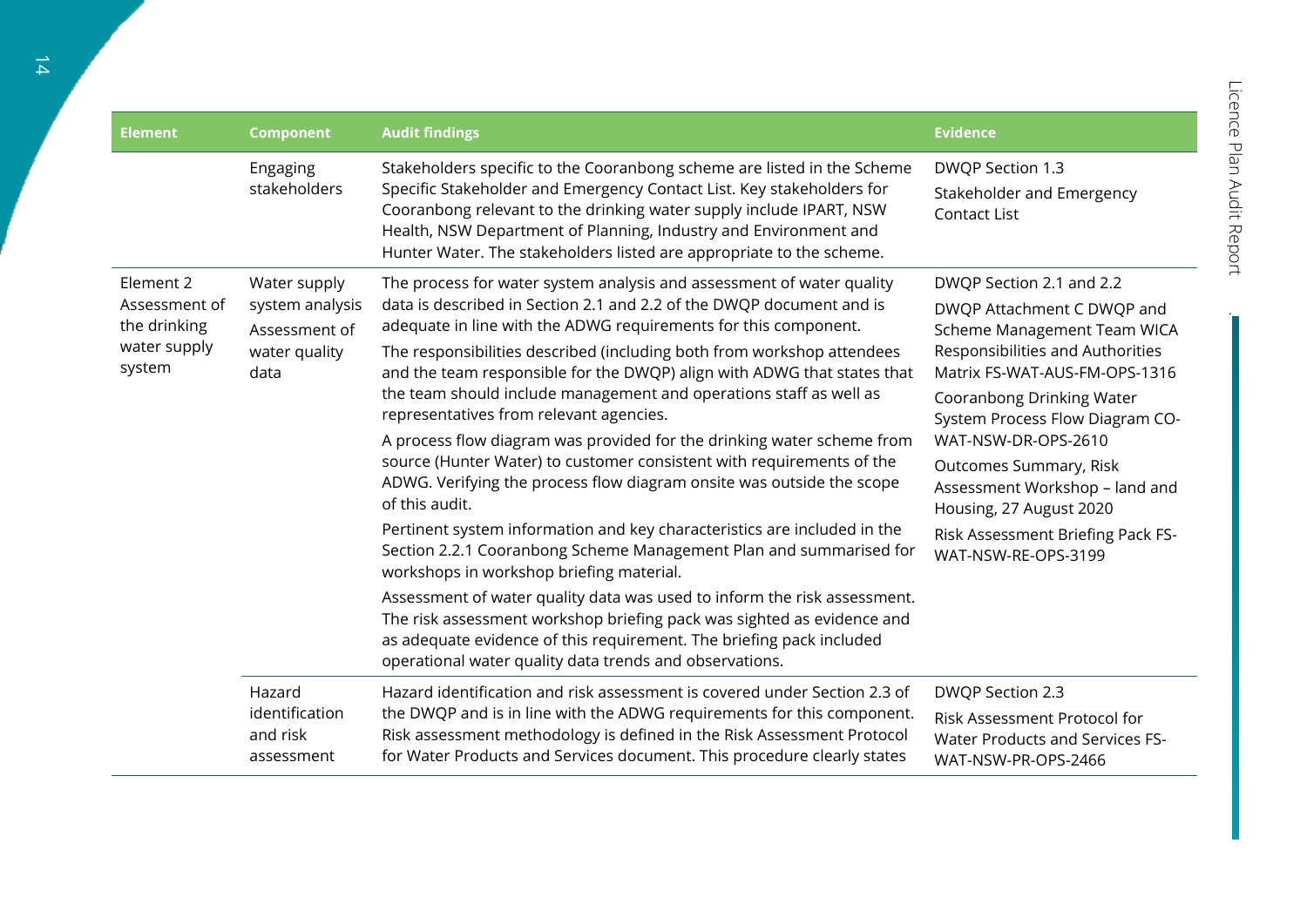| Element | Component | Audit findings | Evidence |
|---|---|---|---|
| | Engaging stakeholders | Stakeholders specific to the Cooranbong scheme are listed in the Scheme Specific Stakeholder and Emergency Contact List. Key stakeholders for Cooranbong relevant to the drinking water supply include IPART, NSW Health, NSW Department of Planning, Industry and Environment and Hunter Water. The stakeholders listed are appropriate to the scheme. | DWQP Section 1.3<br>Stakeholder and Emergency Contact List |
| Element 2 Assessment of the drinking water supply system | Water supply system analysis Assessment of water quality data | The process for water system analysis and assessment of water quality data is described in Section 2.1 and 2.2 of the DWQP document and is adequate in line with the ADWG requirements for this component.<br>The responsibilities described (including both from workshop attendees and the team responsible for the DWQP) align with ADWG that states that the team should include management and operations staff as well as representatives from relevant agencies.<br>A process flow diagram was provided for the drinking water scheme from source (Hunter Water) to customer consistent with requirements of the ADWG. Verifying the process flow diagram onsite was outside the scope of this audit.<br>Pertinent system information and key characteristics are included in the Section 2.2.1 Cooranbong Scheme Management Plan and summarised for workshops in workshop briefing material.<br>Assessment of water quality data was used to inform the risk assessment. The risk assessment workshop briefing pack was sighted as evidence and as adequate evidence of this requirement. The briefing pack included operational water quality data trends and observations. | DWQP Section 2.1 and 2.2<br>DWQP Attachment C DWQP and Scheme Management Team WICA Responsibilities and Authorities Matrix FS-WAT-AUS-FM-OPS-1316<br>Cooranbong Drinking Water System Process Flow Diagram CO-WAT-NSW-DR-OPS-2610<br>Outcomes Summary, Risk Assessment Workshop – land and Housing, 27 August 2020<br>Risk Assessment Briefing Pack FS-WAT-NSW-RE-OPS-3199 |
| | Hazard identification and risk assessment | Hazard identification and risk assessment is covered under Section 2.3 of the DWQP and is in line with the ADWG requirements for this component. Risk assessment methodology is defined in the Risk Assessment Protocol for Water Products and Services document. This procedure clearly states | DWQP Section 2.3<br>Risk Assessment Protocol for Water Products and Services FS-WAT-NSW-PR-OPS-2466 |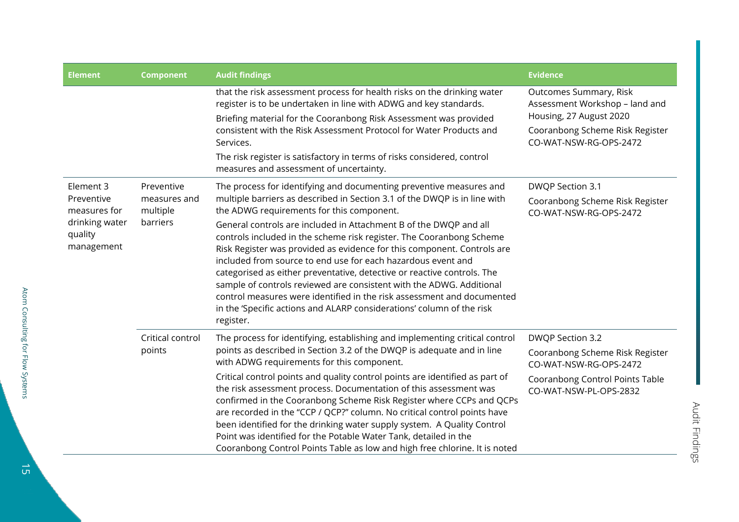| Element | Component | Audit findings | Evidence |
|---|---|---|---|
| | | that the risk assessment process for health risks on the drinking water register is to be undertaken in line with ADWG and key standards. Briefing material for the Cooranbong Risk Assessment was provided consistent with the Risk Assessment Protocol for Water Products and Services. The risk register is satisfactory in terms of risks considered, control measures and assessment of uncertainty. | Outcomes Summary, Risk Assessment Workshop – land and Housing, 27 August 2020<br>Cooranbong Scheme Risk Register CO-WAT-NSW-RG-OPS-2472 |
| Element 3 Preventive measures for drinking water quality management | Preventive measures and multiple barriers | The process for identifying and documenting preventive measures and multiple barriers as described in Section 3.1 of the DWQP is in line with the ADWG requirements for this component.<br>General controls are included in Attachment B of the DWQP and all controls included in the scheme risk register. The Cooranbong Scheme Risk Register was provided as evidence for this component. Controls are included from source to end use for each hazardous event and categorised as either preventative, detective or reactive controls. The sample of controls reviewed are consistent with the ADWG. Additional control measures were identified in the risk assessment and documented in the 'Specific actions and ALARP considerations' column of the risk register. | DWQP Section 3.1<br>Cooranbong Scheme Risk Register CO-WAT-NSW-RG-OPS-2472 |
| | Critical control points | The process for identifying, establishing and implementing critical control points as described in Section 3.2 of the DWQP is adequate and in line with ADWG requirements for this component.<br>Critical control points and quality control points are identified as part of the risk assessment process. Documentation of this assessment was confirmed in the Cooranbong Scheme Risk Register where CCPs and QCPs are recorded in the "CCP / QCP?" column. No critical control points have been identified for the drinking water supply system. A Quality Control Point was identified for the Potable Water Tank, detailed in the Cooranbong Control Points Table as low and high free chlorine. It is noted | DWQP Section 3.2<br>Cooranbong Scheme Risk Register CO-WAT-NSW-RG-OPS-2472<br>Cooranbong Control Points Table CO-WAT-NSW-PL-OPS-2832 |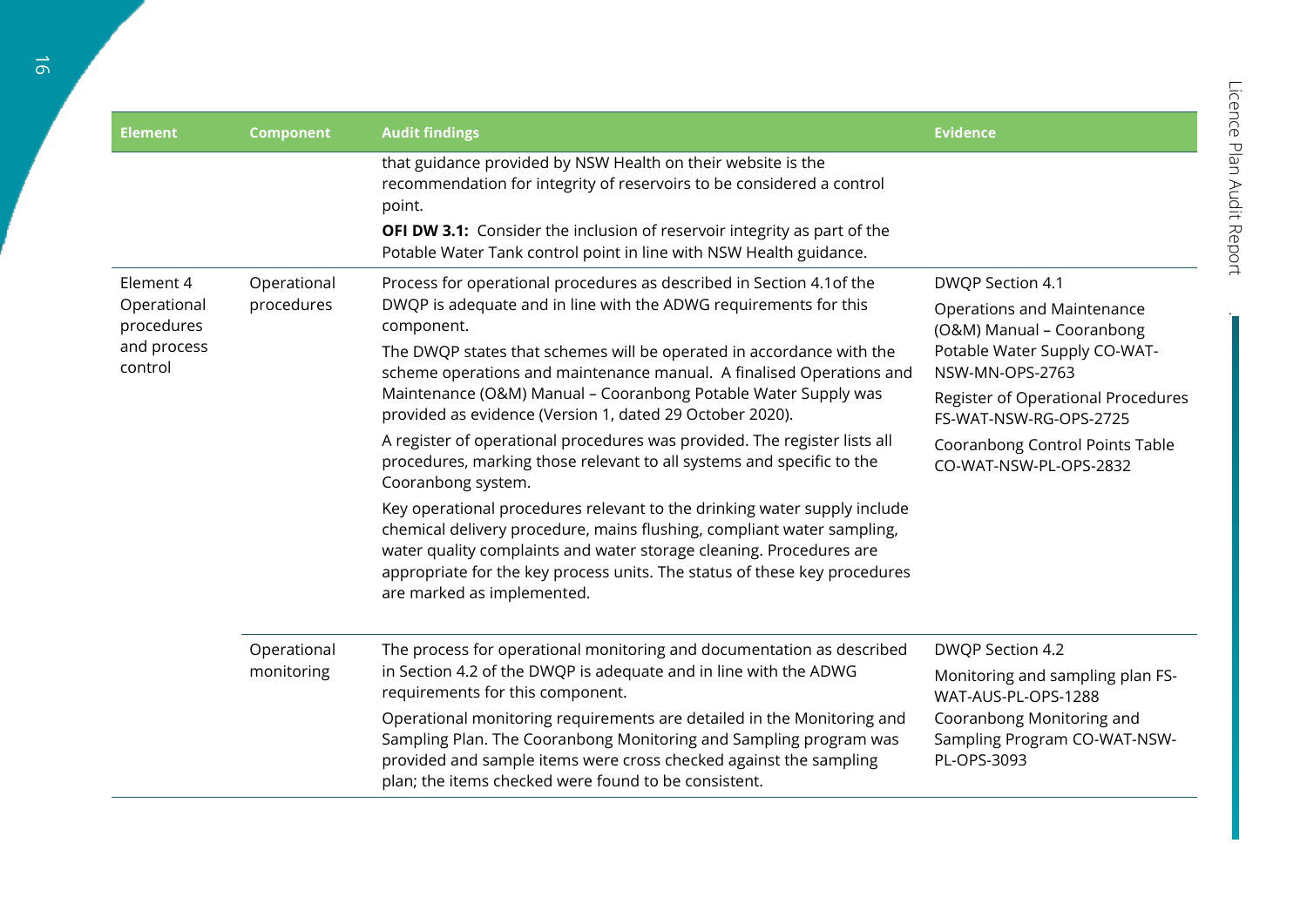| Element | Component | Audit findings | Evidence |
| --- | --- | --- | --- |
| | | that guidance provided by NSW Health on their website is the recommendation for integrity of reservoirs to be considered a control point.<br>**OFI DW 3.1:** Consider the inclusion of reservoir integrity as part of the Potable Water Tank control point in line with NSW Health guidance. | |
| Element 4 Operational procedures and process control | Operational procedures | Process for operational procedures as described in Section 4.1of the DWQP is adequate and in line with the ADWG requirements for this component.<br>The DWQP states that schemes will be operated in accordance with the scheme operations and maintenance manual. A finalised Operations and Maintenance (O&M) Manual – Cooranbong Potable Water Supply was provided as evidence (Version 1, dated 29 October 2020).<br>A register of operational procedures was provided. The register lists all procedures, marking those relevant to all systems and specific to the Cooranbong system.<br>Key operational procedures relevant to the drinking water supply include chemical delivery procedure, mains flushing, compliant water sampling, water quality complaints and water storage cleaning. Procedures are appropriate for the key process units. The status of these key procedures are marked as implemented. | DWQP Section 4.1<br>Operations and Maintenance (O&M) Manual – Cooranbong Potable Water Supply CO-WAT-NSW-MN-OPS-2763<br>Register of Operational Procedures FS-WAT-NSW-RG-OPS-2725<br>Cooranbong Control Points Table CO-WAT-NSW-PL-OPS-2832 |
| | Operational monitoring | The process for operational monitoring and documentation as described in Section 4.2 of the DWQP is adequate and in line with the ADWG requirements for this component.<br>Operational monitoring requirements are detailed in the Monitoring and Sampling Plan. The Cooranbong Monitoring and Sampling program was provided and sample items were cross checked against the sampling plan; the items checked were found to be consistent. | DWQP Section 4.2<br>Monitoring and sampling plan FS-WAT-AUS-PL-OPS-1288<br>Cooranbong Monitoring and Sampling Program CO-WAT-NSW-PL-OPS-3093 |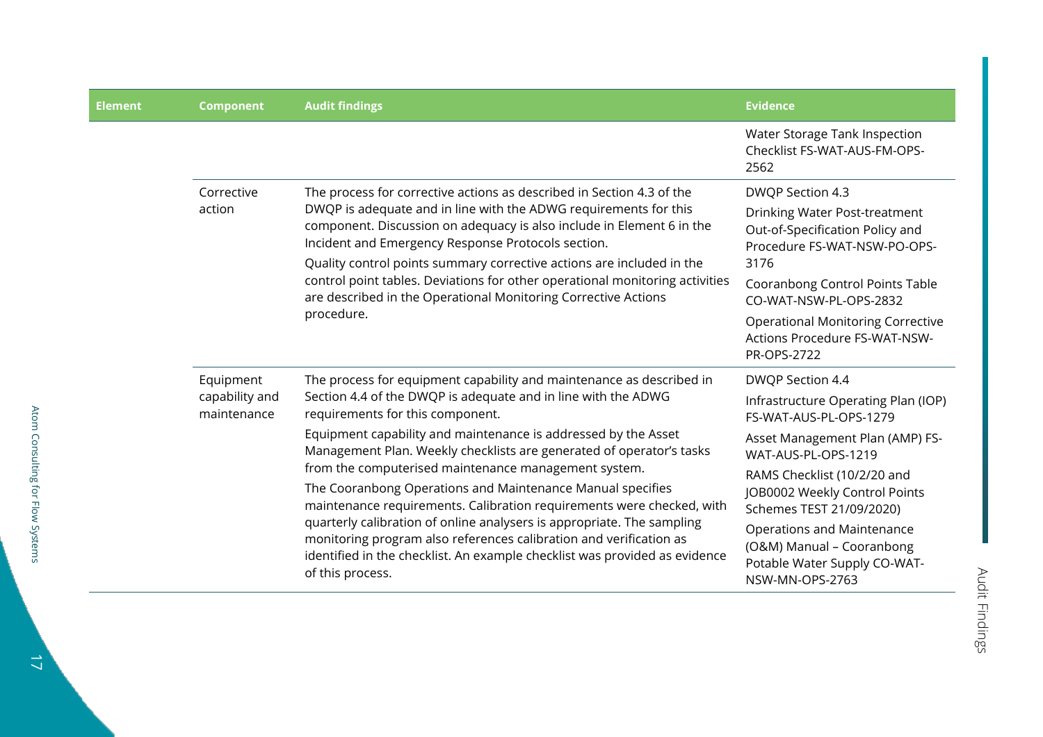| Element | Component | Audit findings | Evidence |
|---|---|---|---|
| | | | Water Storage Tank Inspection Checklist FS-WAT-AUS-FM-OPS-2562 |
| | Corrective action | The process for corrective actions as described in Section 4.3 of the DWQP is adequate and in line with the ADWG requirements for this component. Discussion on adequacy is also include in Element 6 in the Incident and Emergency Response Protocols section.<br>Quality control points summary corrective actions are included in the control point tables. Deviations for other operational monitoring activities are described in the Operational Monitoring Corrective Actions procedure. | DWQP Section 4.3<br>Drinking Water Post-treatment Out-of-Specification Policy and Procedure FS-WAT-NSW-PO-OPS-3176<br>Cooranbong Control Points Table CO-WAT-NSW-PL-OPS-2832<br>Operational Monitoring Corrective Actions Procedure FS-WAT-NSW-PR-OPS-2722 |
| | Equipment capability and maintenance | The process for equipment capability and maintenance as described in Section 4.4 of the DWQP is adequate and in line with the ADWG requirements for this component.<br>Equipment capability and maintenance is addressed by the Asset Management Plan. Weekly checklists are generated of operator's tasks from the computerised maintenance management system.<br>The Cooranbong Operations and Maintenance Manual specifies maintenance requirements. Calibration requirements were checked, with quarterly calibration of online analysers is appropriate. The sampling monitoring program also references calibration and verification as identified in the checklist. An example checklist was provided as evidence of this process. | DWQP Section 4.4<br>Infrastructure Operating Plan (IOP) FS-WAT-AUS-PL-OPS-1279<br>Asset Management Plan (AMP) FS-WAT-AUS-PL-OPS-1219<br>RAMS Checklist (10/2/20 and JOB0002 Weekly Control Points Schemes TEST 21/09/2020)<br>Operations and Maintenance (O&M) Manual – Cooranbong Potable Water Supply CO-WAT-NSW-MN-OPS-2763 |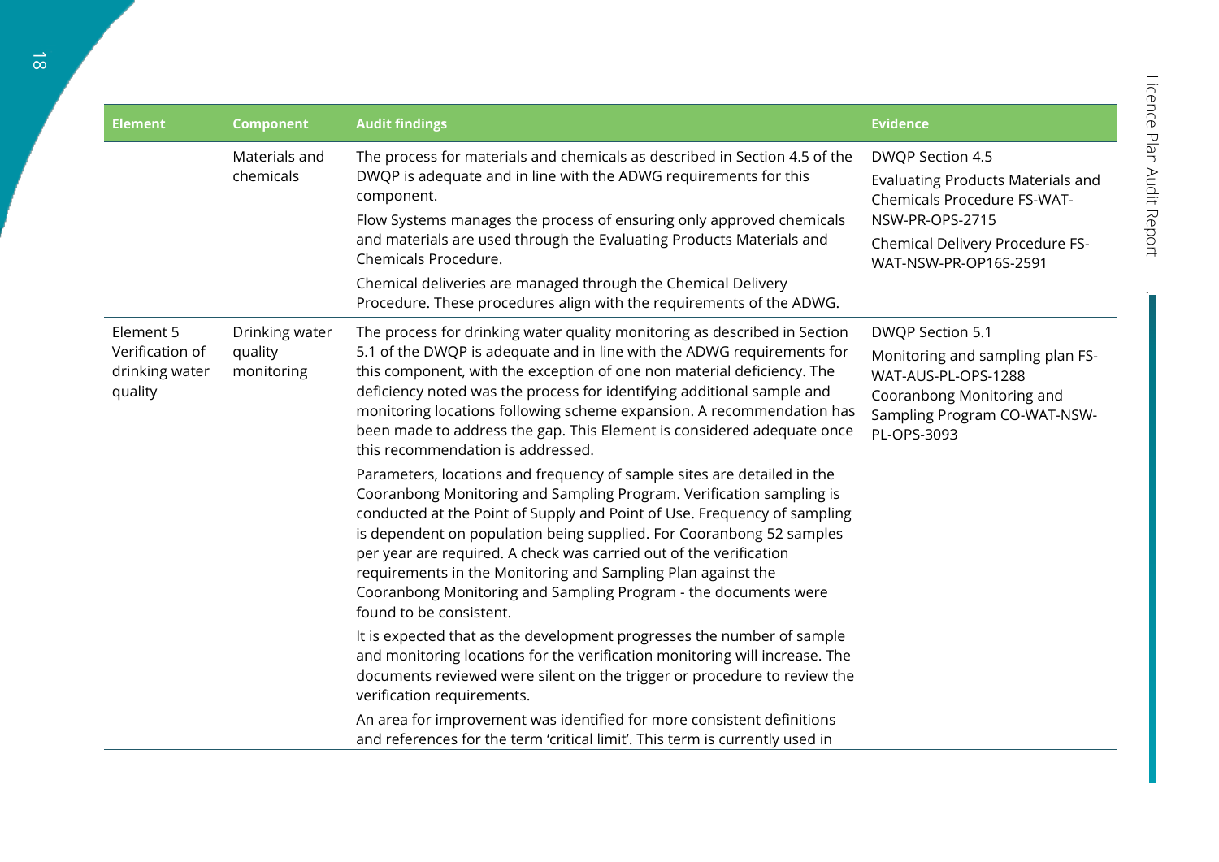| Element | Component | Audit findings | Evidence |
| --- | --- | --- | --- |
| | Materials and chemicals | The process for materials and chemicals as described in Section 4.5 of the DWQP is adequate and in line with the ADWG requirements for this component.<br><br>Flow Systems manages the process of ensuring only approved chemicals and materials are used through the Evaluating Products Materials and Chemicals Procedure.<br><br>Chemical deliveries are managed through the Chemical Delivery Procedure. These procedures align with the requirements of the ADWG. | DWQP Section 4.5<br><br>Evaluating Products Materials and Chemicals Procedure FS-WAT-NSW-PR-OPS-2715<br><br>Chemical Delivery Procedure FS-WAT-NSW-PR-OP16S-2591 |
| Element 5 Verification of drinking water quality | Drinking water quality monitoring | The process for drinking water quality monitoring as described in Section 5.1 of the DWQP is adequate and in line with the ADWG requirements for this component, with the exception of one non material deficiency. The deficiency noted was the process for identifying additional sample and monitoring locations following scheme expansion. A recommendation has been made to address the gap. This Element is considered adequate once this recommendation is addressed.<br><br>Parameters, locations and frequency of sample sites are detailed in the Cooranbong Monitoring and Sampling Program. Verification sampling is conducted at the Point of Supply and Point of Use. Frequency of sampling is dependent on population being supplied. For Cooranbong 52 samples per year are required. A check was carried out of the verification requirements in the Monitoring and Sampling Plan against the Cooranbong Monitoring and Sampling Program - the documents were found to be consistent.<br><br>It is expected that as the development progresses the number of sample and monitoring locations for the verification monitoring will increase. The documents reviewed were silent on the trigger or procedure to review the verification requirements.<br><br>An area for improvement was identified for more consistent definitions and references for the term 'critical limit'. This term is currently used in | DWQP Section 5.1<br><br>Monitoring and sampling plan FS-WAT-AUS-PL-OPS-1288<br><br>Cooranbong Monitoring and Sampling Program CO-WAT-NSW-PL-OPS-3093 |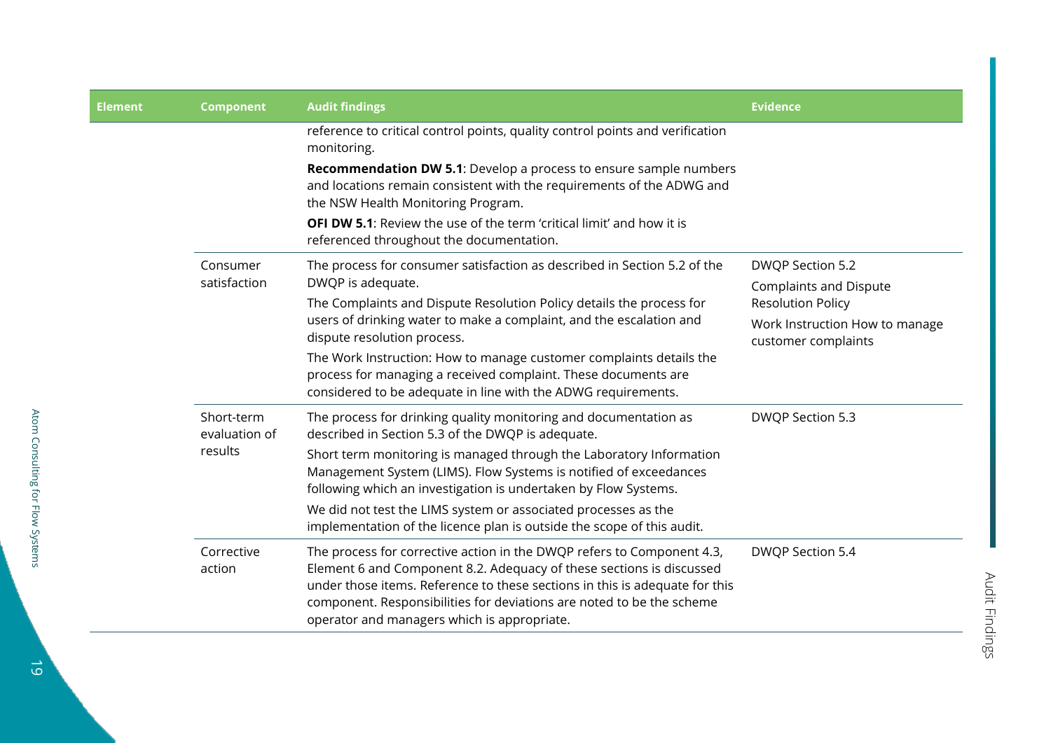| Element | Component | Audit findings | Evidence |
|---|---|---|---|
| | | reference to critical control points, quality control points and verification monitoring.<br>**Recommendation DW 5.1**: Develop a process to ensure sample numbers and locations remain consistent with the requirements of the ADWG and the NSW Health Monitoring Program.<br>**OFI DW 5.1**: Review the use of the term 'critical limit' and how it is referenced throughout the documentation. | |
| | Consumer satisfaction | The process for consumer satisfaction as described in Section 5.2 of the DWQP is adequate.<br>The Complaints and Dispute Resolution Policy details the process for users of drinking water to make a complaint, and the escalation and dispute resolution process.<br>The Work Instruction: How to manage customer complaints details the process for managing a received complaint. These documents are considered to be adequate in line with the ADWG requirements. | DWQP Section 5.2<br>Complaints and Dispute Resolution Policy<br>Work Instruction How to manage customer complaints |
| | Short-term evaluation of results | The process for drinking quality monitoring and documentation as described in Section 5.3 of the DWQP is adequate.<br>Short term monitoring is managed through the Laboratory Information Management System (LIMS). Flow Systems is notified of exceedances following which an investigation is undertaken by Flow Systems.<br>We did not test the LIMS system or associated processes as the implementation of the licence plan is outside the scope of this audit. | DWQP Section 5.3 |
| | Corrective action | The process for corrective action in the DWQP refers to Component 4.3, Element 6 and Component 8.2. Adequacy of these sections is discussed under those items. Reference to these sections in this is adequate for this component. Responsibilities for deviations are noted to be the scheme operator and managers which is appropriate. | DWQP Section 5.4 |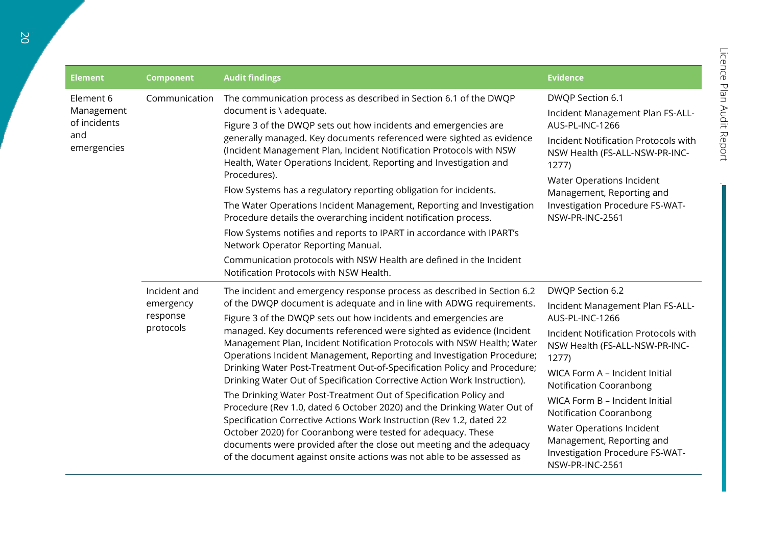| Element | Component | Audit findings | Evidence |
|---|---|---|---|
| Element 6 Management of incidents and emergencies | Communication | The communication process as described in Section 6.1 of the DWQP document is \ adequate.<br>Figure 3 of the DWQP sets out how incidents and emergencies are generally managed. Key documents referenced were sighted as evidence (Incident Management Plan, Incident Notification Protocols with NSW Health, Water Operations Incident, Reporting and Investigation and Procedures).<br>Flow Systems has a regulatory reporting obligation for incidents.<br>The Water Operations Incident Management, Reporting and Investigation Procedure details the overarching incident notification process.<br>Flow Systems notifies and reports to IPART in accordance with IPART's Network Operator Reporting Manual.<br>Communication protocols with NSW Health are defined in the Incident Notification Protocols with NSW Health. | DWQP Section 6.1<br>Incident Management Plan FS-ALL-AUS-PL-INC-1266<br>Incident Notification Protocols with NSW Health (FS-ALL-NSW-PR-INC-1277)<br>Water Operations Incident Management, Reporting and Investigation Procedure FS-WAT-NSW-PR-INC-2561 |
| | Incident and emergency response protocols | The incident and emergency response process as described in Section 6.2 of the DWQP document is adequate and in line with ADWG requirements.<br>Figure 3 of the DWQP sets out how incidents and emergencies are managed. Key documents referenced were sighted as evidence (Incident Management Plan, Incident Notification Protocols with NSW Health; Water Operations Incident Management, Reporting and Investigation Procedure; Drinking Water Post-Treatment Out-of-Specification Policy and Procedure; Drinking Water Out of Specification Corrective Action Work Instruction).<br>The Drinking Water Post-Treatment Out of Specification Policy and Procedure (Rev 1.0, dated 6 October 2020) and the Drinking Water Out of Specification Corrective Actions Work Instruction (Rev 1.2, dated 22 October 2020) for Cooranbong were tested for adequacy. These documents were provided after the close out meeting and the adequacy of the document against onsite actions was not able to be assessed as | DWQP Section 6.2<br>Incident Management Plan FS-ALL-AUS-PL-INC-1266<br>Incident Notification Protocols with NSW Health (FS-ALL-NSW-PR-INC-1277)<br>WICA Form A – Incident Initial Notification Cooranbong<br>WICA Form B – Incident Initial Notification Cooranbong<br>Water Operations Incident Management, Reporting and Investigation Procedure FS-WAT-NSW-PR-INC-2561 |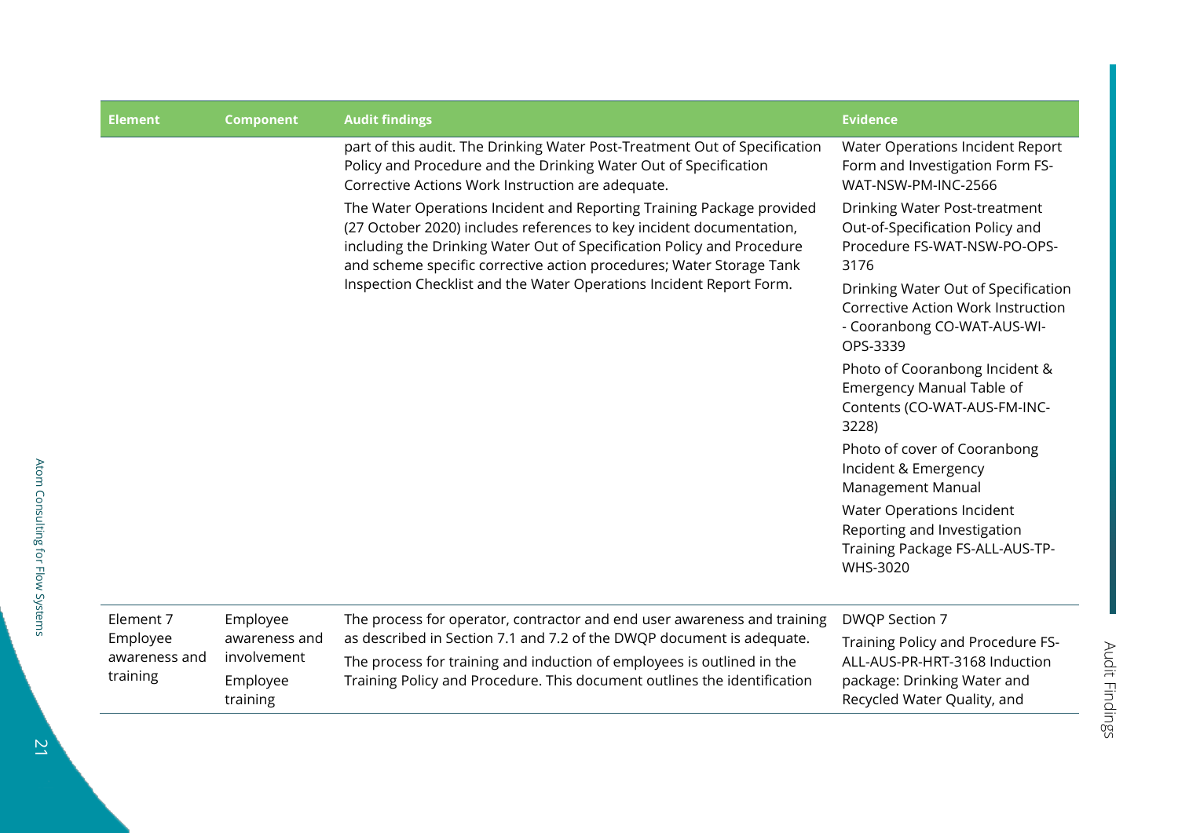| Element | Component | Audit findings | Evidence |
|---|---|---|---|
| | | part of this audit. The Drinking Water Post-Treatment Out of Specification Policy and Procedure and the Drinking Water Out of Specification Corrective Actions Work Instruction are adequate.<br><br>The Water Operations Incident and Reporting Training Package provided (27 October 2020) includes references to key incident documentation, including the Drinking Water Out of Specification Policy and Procedure and scheme specific corrective action procedures; Water Storage Tank Inspection Checklist and the Water Operations Incident Report Form. | Water Operations Incident Report Form and Investigation Form FS-WAT-NSW-PM-INC-2566<br><br>Drinking Water Post-treatment Out-of-Specification Policy and Procedure FS-WAT-NSW-PO-OPS-3176<br><br>Drinking Water Out of Specification Corrective Action Work Instruction - Cooranbong CO-WAT-AUS-WI-OPS-3339<br><br>Photo of Cooranbong Incident & Emergency Manual Table of Contents (CO-WAT-AUS-FM-INC-3228)<br><br>Photo of cover of Cooranbong Incident & Emergency Management Manual<br><br>Water Operations Incident Reporting and Investigation Training Package FS-ALL-AUS-TP-WHS-3020 |
| Element 7 Employee awareness and training | Employee awareness and involvement<br><br>Employee training | The process for operator, contractor and end user awareness and training as described in Section 7.1 and 7.2 of the DWQP document is adequate.<br><br>The process for training and induction of employees is outlined in the Training Policy and Procedure. This document outlines the identification | DWQP Section 7<br><br>Training Policy and Procedure FS-ALL-AUS-PR-HRT-3168 Induction package: Drinking Water and Recycled Water Quality, and |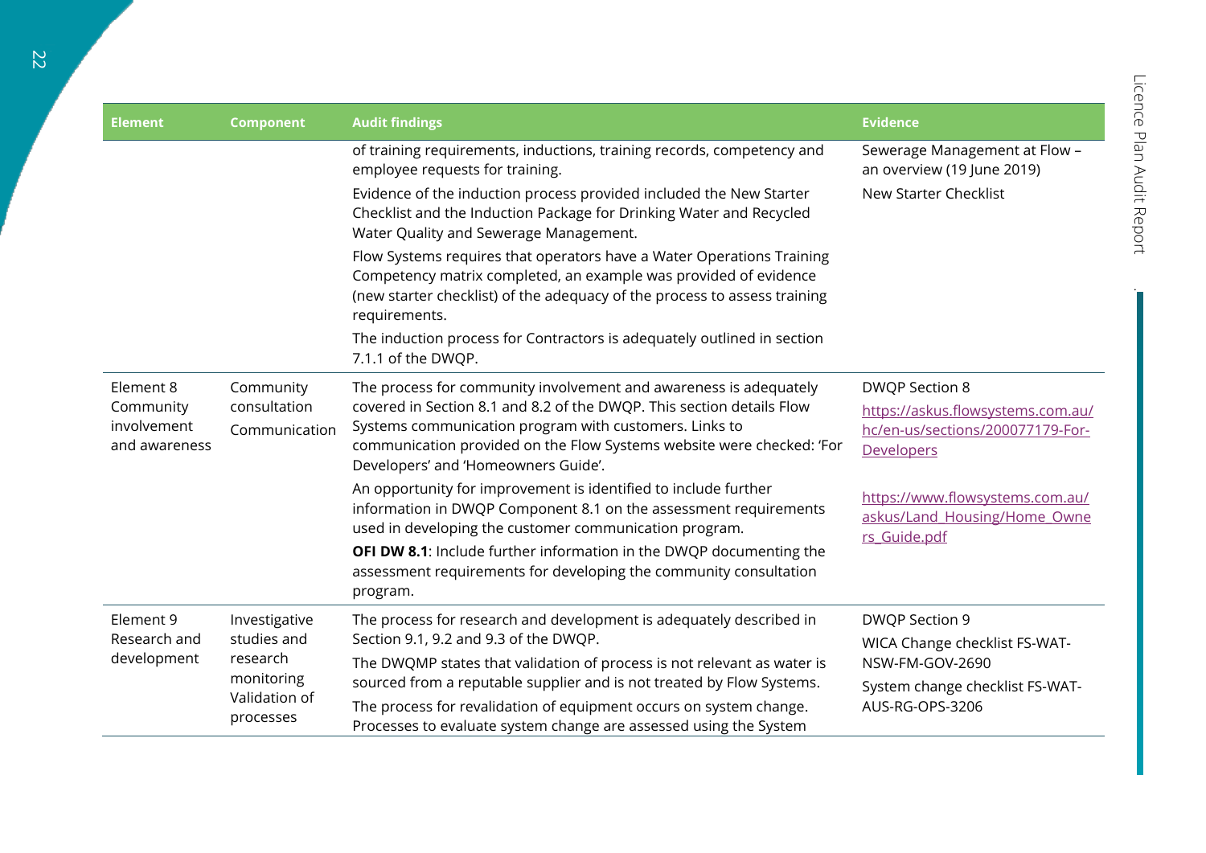| Element | Component | Audit findings | Evidence |
|---|---|---|---|
| | | of training requirements, inductions, training records, competency and employee requests for training.<br>Evidence of the induction process provided included the New Starter Checklist and the Induction Package for Drinking Water and Recycled Water Quality and Sewerage Management.<br>Flow Systems requires that operators have a Water Operations Training Competency matrix completed, an example was provided of evidence (new starter checklist) of the adequacy of the process to assess training requirements.<br>The induction process for Contractors is adequately outlined in section 7.1.1 of the DWQP. | Sewerage Management at Flow – an overview (19 June 2019)<br>New Starter Checklist |
| Element 8 Community involvement and awareness | Community consultation<br>Communication | The process for community involvement and awareness is adequately covered in Section 8.1 and 8.2 of the DWQP. This section details Flow Systems communication program with customers. Links to communication provided on the Flow Systems website were checked: 'For Developers' and 'Homeowners Guide'.<br>An opportunity for improvement is identified to include further information in DWQP Component 8.1 on the assessment requirements used in developing the customer communication program.<br>**OFI DW 8.1**: Include further information in the DWQP documenting the assessment requirements for developing the community consultation program. | DWQP Section 8<br>https://askus.flowsystems.com.au/hc/en-us/sections/200077179-For-Developers<br>https://www.flowsystems.com.au/askus/Land_Housing/Home_Owners_Guide.pdf |
| Element 9 Research and development | Investigative studies and research monitoring<br>Validation of processes | The process for research and development is adequately described in Section 9.1, 9.2 and 9.3 of the DWQP.<br>The DWQMP states that validation of process is not relevant as water is sourced from a reputable supplier and is not treated by Flow Systems.<br>The process for revalidation of equipment occurs on system change. Processes to evaluate system change are assessed using the System | DWQP Section 9<br>WICA Change checklist FS-WAT-NSW-FM-GOV-2690<br>System change checklist FS-WAT-AUS-RG-OPS-3206 |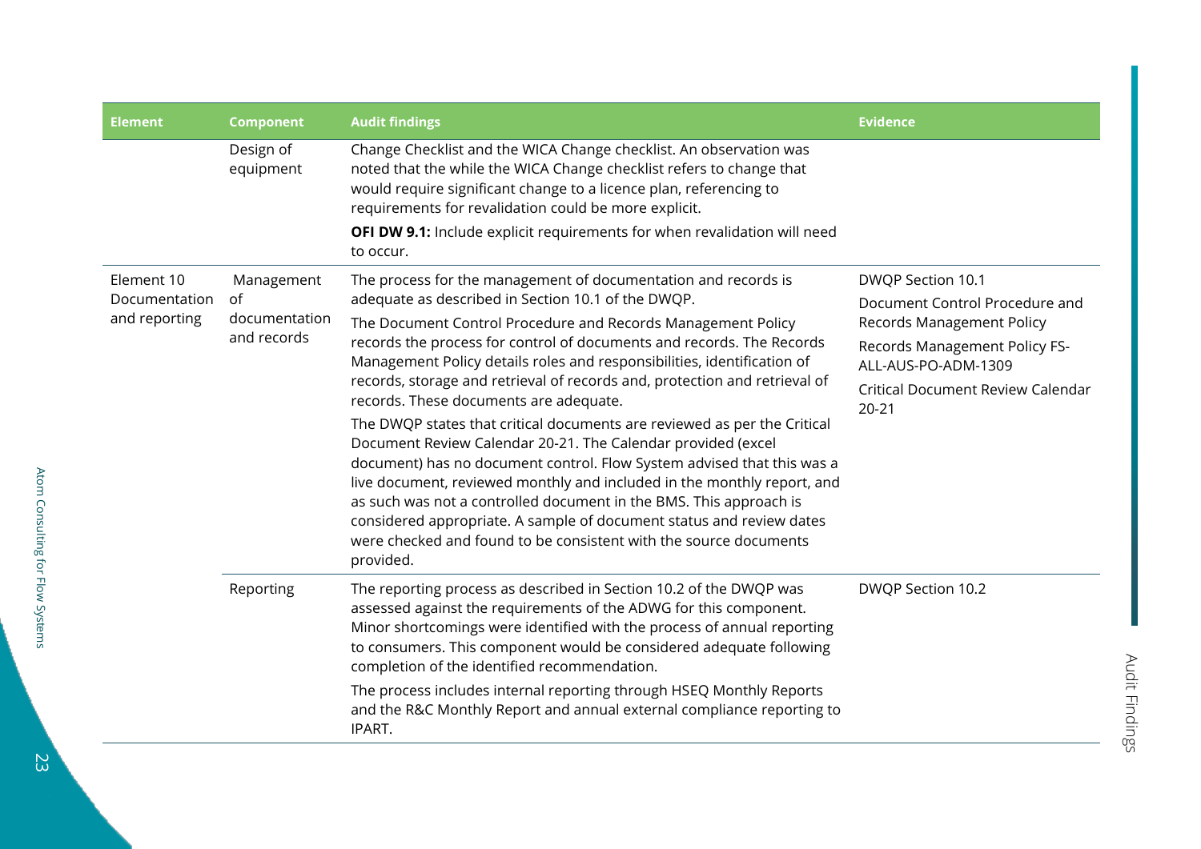| Element | Component | Audit findings | Evidence |
|---|---|---|---|
| | Design of equipment | Change Checklist and the WICA Change checklist. An observation was noted that the while the WICA Change checklist refers to change that would require significant change to a licence plan, referencing to requirements for revalidation could be more explicit.<br><br>**OFI DW 9.1:** Include explicit requirements for when revalidation will need to occur. | |
| Element 10 Documentation and reporting | Management of documentation and records | The process for the management of documentation and records is adequate as described in Section 10.1 of the DWQP.<br><br>The Document Control Procedure and Records Management Policy records the process for control of documents and records. The Records Management Policy details roles and responsibilities, identification of records, storage and retrieval of records and, protection and retrieval of records. These documents are adequate.<br><br>The DWQP states that critical documents are reviewed as per the Critical Document Review Calendar 20-21. The Calendar provided (excel document) has no document control. Flow System advised that this was a live document, reviewed monthly and included in the monthly report, and as such was not a controlled document in the BMS. This approach is considered appropriate. A sample of document status and review dates were checked and found to be consistent with the source documents provided. | DWQP Section 10.1<br><br>Document Control Procedure and Records Management Policy<br><br>Records Management Policy FS-ALL-AUS-PO-ADM-1309<br><br>Critical Document Review Calendar 20-21 |
| | Reporting | The reporting process as described in Section 10.2 of the DWQP was assessed against the requirements of the ADWG for this component. Minor shortcomings were identified with the process of annual reporting to consumers. This component would be considered adequate following completion of the identified recommendation.<br><br>The process includes internal reporting through HSEQ Monthly Reports and the R&C Monthly Report and annual external compliance reporting to IPART. | DWQP Section 10.2 |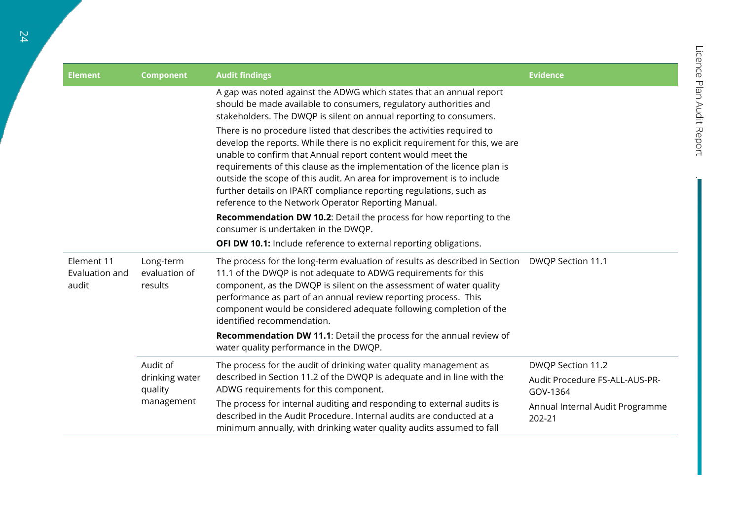| Element | Component | Audit findings | Evidence |
|---|---|---|---|
| | | A gap was noted against the ADWG which states that an annual report should be made available to consumers, regulatory authorities and stakeholders. The DWQP is silent on annual reporting to consumers.<br><br>There is no procedure listed that describes the activities required to develop the reports. While there is no explicit requirement for this, we are unable to confirm that Annual report content would meet the requirements of this clause as the implementation of the licence plan is outside the scope of this audit. An area for improvement is to include further details on IPART compliance reporting regulations, such as reference to the Network Operator Reporting Manual.<br><br>**Recommendation DW 10.2**: Detail the process for how reporting to the consumer is undertaken in the DWQP.<br><br>**OFI DW 10.1:** Include reference to external reporting obligations. | |
| Element 11 Evaluation and audit | Long-term evaluation of results | The process for the long-term evaluation of results as described in Section 11.1 of the DWQP is not adequate to ADWG requirements for this component, as the DWQP is silent on the assessment of water quality performance as part of an annual review reporting process. This component would be considered adequate following completion of the identified recommendation.<br><br>**Recommendation DW 11.1**: Detail the process for the annual review of water quality performance in the DWQP. | DWQP Section 11.1 |
| | Audit of drinking water quality management | The process for the audit of drinking water quality management as described in Section 11.2 of the DWQP is adequate and in line with the ADWG requirements for this component.<br><br>The process for internal auditing and responding to external audits is described in the Audit Procedure. Internal audits are conducted at a minimum annually, with drinking water quality audits assumed to fall | DWQP Section 11.2<br><br>Audit Procedure FS-ALL-AUS-PR-GOV-1364<br><br>Annual Internal Audit Programme 202-21 |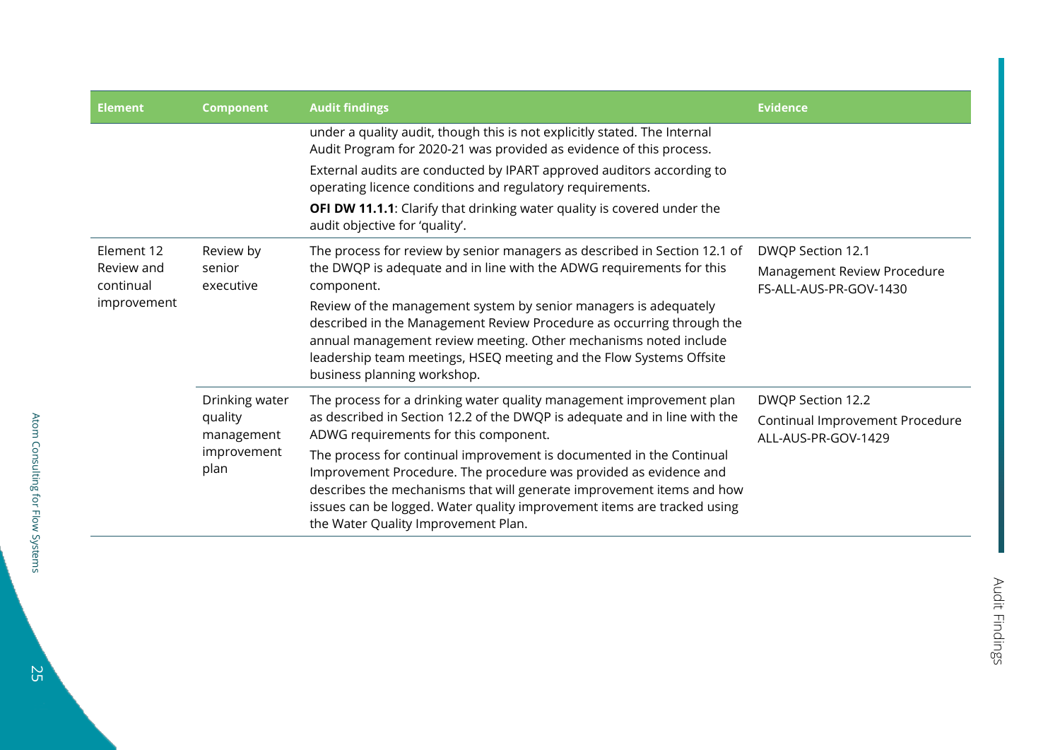| Element | Component | Audit findings | Evidence |
|---|---|---|---|
| | | under a quality audit, though this is not explicitly stated. The Internal Audit Program for 2020-21 was provided as evidence of this process.<br><br>External audits are conducted by IPART approved auditors according to operating licence conditions and regulatory requirements.<br><br>**OFI DW 11.1.1**: Clarify that drinking water quality is covered under the audit objective for 'quality'. | |
| Element 12 Review and continual improvement | Review by senior executive | The process for review by senior managers as described in Section 12.1 of the DWQP is adequate and in line with the ADWG requirements for this component.<br><br>Review of the management system by senior managers is adequately described in the Management Review Procedure as occurring through the annual management review meeting. Other mechanisms noted include leadership team meetings, HSEQ meeting and the Flow Systems Offsite business planning workshop. | DWQP Section 12.1<br><br>Management Review Procedure FS-ALL-AUS-PR-GOV-1430 |
| | Drinking water quality management improvement plan | The process for a drinking water quality management improvement plan as described in Section 12.2 of the DWQP is adequate and in line with the ADWG requirements for this component.<br><br>The process for continual improvement is documented in the Continual Improvement Procedure. The procedure was provided as evidence and describes the mechanisms that will generate improvement items and how issues can be logged. Water quality improvement items are tracked using the Water Quality Improvement Plan. | DWQP Section 12.2<br><br>Continual Improvement Procedure ALL-AUS-PR-GOV-1429 |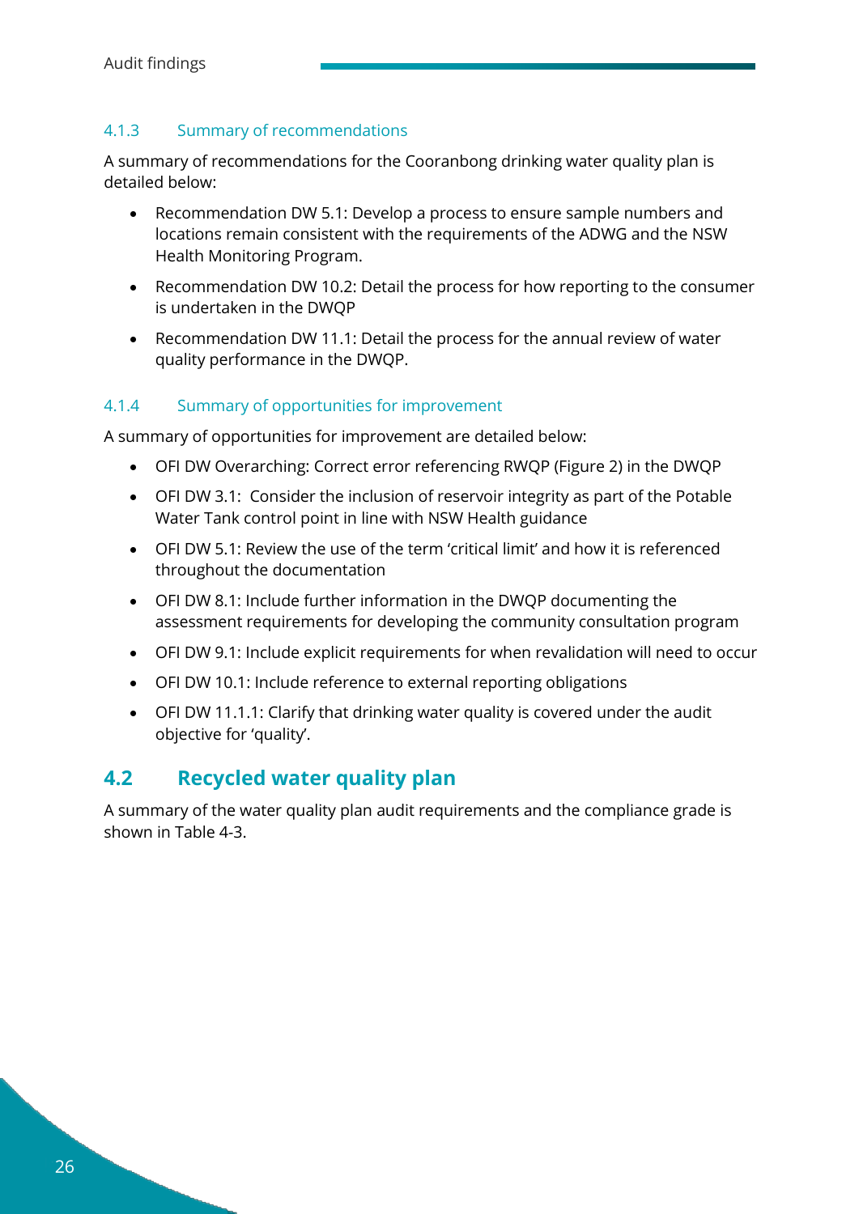### 4.1.3 Summary of recommendations

A summary of recommendations for the Cooranbong drinking water quality plan is detailed below:

- Recommendation DW 5.1: Develop a process to ensure sample numbers and locations remain consistent with the requirements of the ADWG and the NSW Health Monitoring Program.
- Recommendation DW 10.2: Detail the process for how reporting to the consumer is undertaken in the DWQP
- Recommendation DW 11.1: Detail the process for the annual review of water quality performance in the DWQP.

### 4.1.4 Summary of opportunities for improvement

A summary of opportunities for improvement are detailed below:

- OFI DW Overarching: Correct error referencing RWQP (Figure 2) in the DWQP
- OFI DW 3.1: Consider the inclusion of reservoir integrity as part of the Potable Water Tank control point in line with NSW Health guidance
- OFI DW 5.1: Review the use of the term 'critical limit' and how it is referenced throughout the documentation
- OFI DW 8.1: Include further information in the DWQP documenting the assessment requirements for developing the community consultation program
- OFI DW 9.1: Include explicit requirements for when revalidation will need to occur
- OFI DW 10.1: Include reference to external reporting obligations
- OFI DW 11.1.1: Clarify that drinking water quality is covered under the audit objective for 'quality'.

## 4.2 Recycled water quality plan

A summary of the water quality plan audit requirements and the compliance grade is shown in Table 4-3.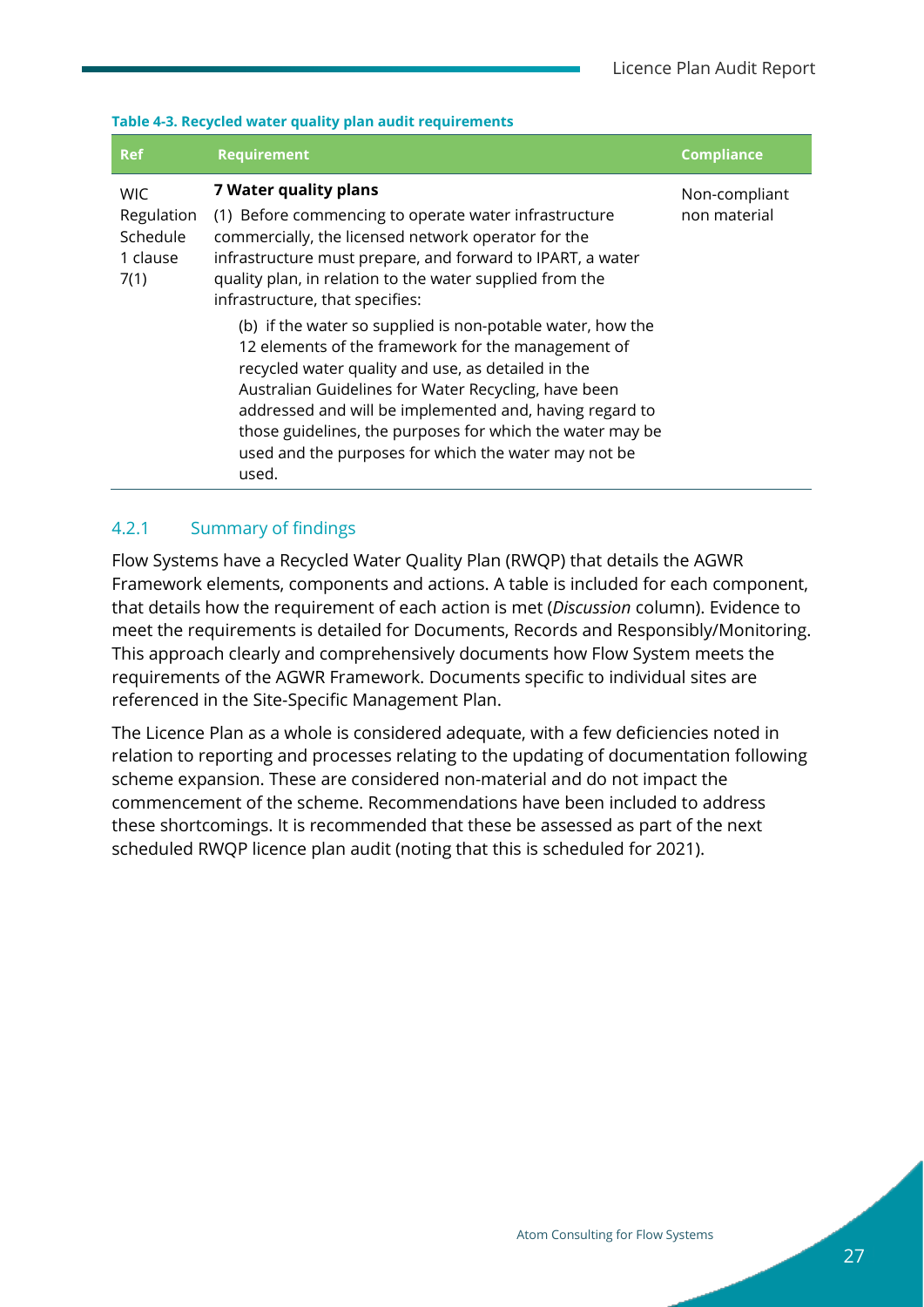**Table 4-3. Recycled water quality plan audit requirements**

| Ref | Requirement | Compliance |
|---|---|---|
| WIC Regulation Schedule 1 clause 7(1) | **7 Water quality plans**<br>(1) Before commencing to operate water infrastructure commercially, the licensed network operator for the infrastructure must prepare, and forward to IPART, a water quality plan, in relation to the water supplied from the infrastructure, that specifies:<br>(b) if the water so supplied is non-potable water, how the 12 elements of the framework for the management of recycled water quality and use, as detailed in the Australian Guidelines for Water Recycling, have been addressed and will be implemented and, having regard to those guidelines, the purposes for which the water may be used and the purposes for which the water may not be used. | Non-compliant non material |

### 4.2.1 Summary of findings

Flow Systems have a Recycled Water Quality Plan (RWQP) that details the AGWR Framework elements, components and actions. A table is included for each component, that details how the requirement of each action is met (*Discussion* column). Evidence to meet the requirements is detailed for Documents, Records and Responsibly/Monitoring. This approach clearly and comprehensively documents how Flow System meets the requirements of the AGWR Framework. Documents specific to individual sites are referenced in the Site-Specific Management Plan.

The Licence Plan as a whole is considered adequate, with a few deficiencies noted in relation to reporting and processes relating to the updating of documentation following scheme expansion. These are considered non-material and do not impact the commencement of the scheme. Recommendations have been included to address these shortcomings. It is recommended that these be assessed as part of the next scheduled RWQP licence plan audit (noting that this is scheduled for 2021).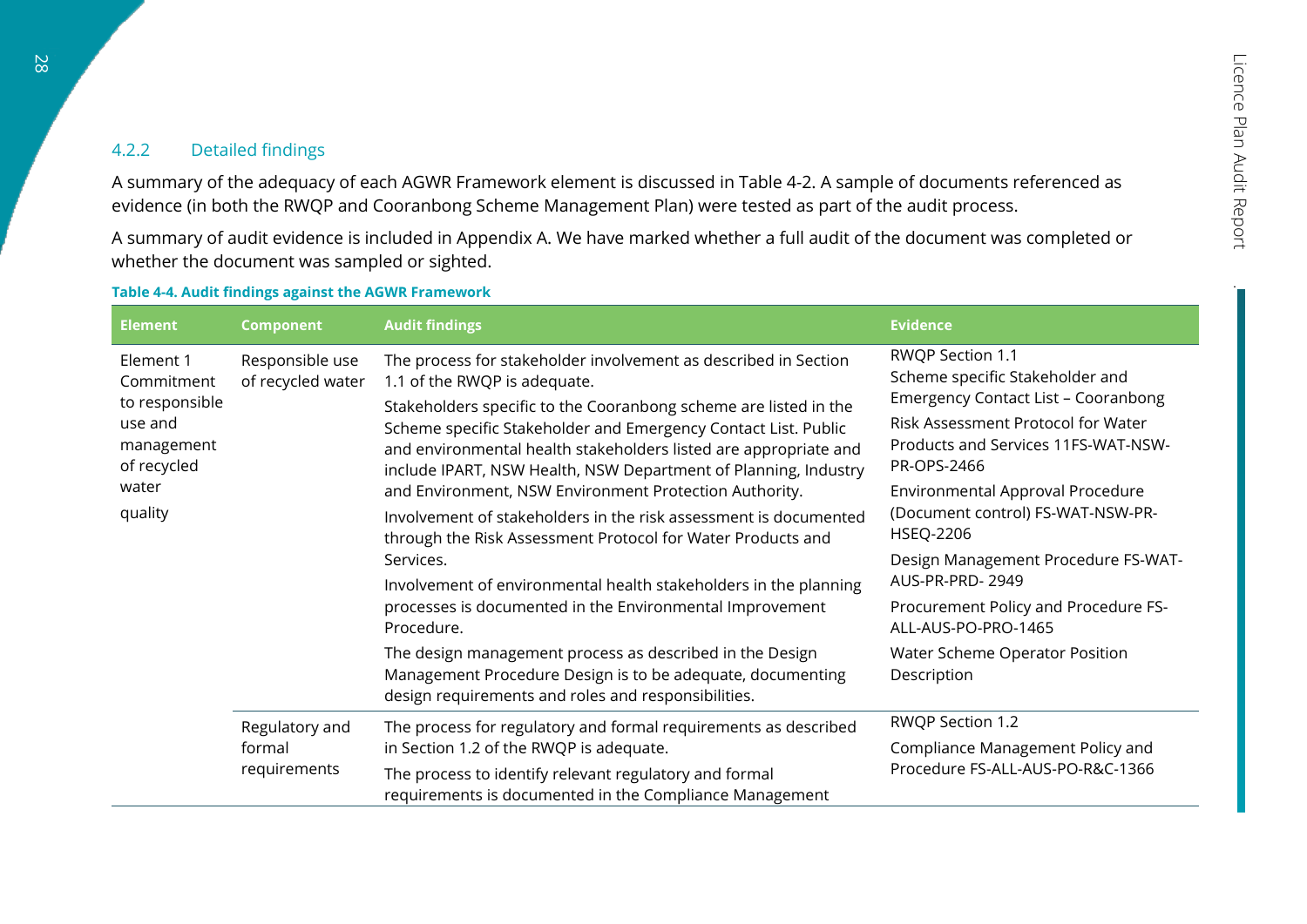### 4.2.2 Detailed findings

A summary of the adequacy of each AGWR Framework element is discussed in Table 4-2. A sample of documents referenced as evidence (in both the RWQP and Cooranbong Scheme Management Plan) were tested as part of the audit process.

A summary of audit evidence is included in Appendix A. We have marked whether a full audit of the document was completed or whether the document was sampled or sighted.

**Table 4-4. Audit findings against the AGWR Framework**

| Element | Component | Audit findings | Evidence |
|---|---|---|---|
| Element 1 Commitment to responsible use and management of recycled water quality | Responsible use of recycled water | The process for stakeholder involvement as described in Section 1.1 of the RWQP is adequate.<br>Stakeholders specific to the Cooranbong scheme are listed in the Scheme specific Stakeholder and Emergency Contact List. Public and environmental health stakeholders listed are appropriate and include IPART, NSW Health, NSW Department of Planning, Industry and Environment, NSW Environment Protection Authority.<br>Involvement of stakeholders in the risk assessment is documented through the Risk Assessment Protocol for Water Products and Services.<br>Involvement of environmental health stakeholders in the planning processes is documented in the Environmental Improvement Procedure.<br>The design management process as described in the Design Management Procedure Design is to be adequate, documenting design requirements and roles and responsibilities. | RWQP Section 1.1<br>Scheme specific Stakeholder and Emergency Contact List – Cooranbong<br>Risk Assessment Protocol for Water Products and Services 11FS-WAT-NSW-PR-OPS-2466<br>Environmental Approval Procedure (Document control) FS-WAT-NSW-PR-HSEQ-2206<br>Design Management Procedure FS-WAT-AUS-PR-PRD- 2949<br>Procurement Policy and Procedure FS-ALL-AUS-PO-PRO-1465<br>Water Scheme Operator Position Description |
| | Regulatory and formal requirements | The process for regulatory and formal requirements as described in Section 1.2 of the RWQP is adequate.<br>The process to identify relevant regulatory and formal requirements is documented in the Compliance Management | RWQP Section 1.2<br>Compliance Management Policy and Procedure FS-ALL-AUS-PO-R&C-1366 |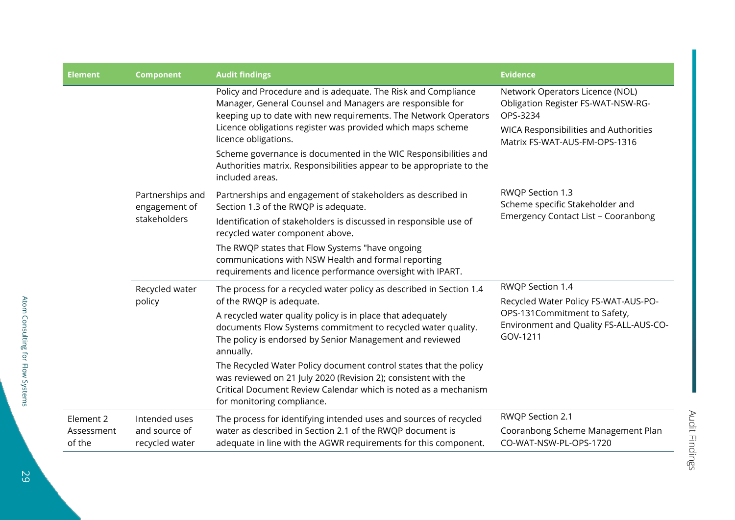| Element | Component | Audit findings | Evidence |
|---|---|---|---|
| | | Policy and Procedure and is adequate. The Risk and Compliance Manager, General Counsel and Managers are responsible for keeping up to date with new requirements. The Network Operators Licence obligations register was provided which maps scheme licence obligations.<br><br>Scheme governance is documented in the WIC Responsibilities and Authorities matrix. Responsibilities appear to be appropriate to the included areas. | Network Operators Licence (NOL) Obligation Register FS-WAT-NSW-RG-OPS-3234<br><br>WICA Responsibilities and Authorities Matrix FS-WAT-AUS-FM-OPS-1316 |
| | Partnerships and engagement of stakeholders | Partnerships and engagement of stakeholders as described in Section 1.3 of the RWQP is adequate.<br><br>Identification of stakeholders is discussed in responsible use of recycled water component above.<br><br>The RWQP states that Flow Systems "have ongoing communications with NSW Health and formal reporting requirements and licence performance oversight with IPART. | RWQP Section 1.3<br>Scheme specific Stakeholder and Emergency Contact List – Cooranbong |
| | Recycled water policy | The process for a recycled water policy as described in Section 1.4 of the RWQP is adequate.<br><br>A recycled water quality policy is in place that adequately documents Flow Systems commitment to recycled water quality. The policy is endorsed by Senior Management and reviewed annually.<br><br>The Recycled Water Policy document control states that the policy was reviewed on 21 July 2020 (Revision 2); consistent with the Critical Document Review Calendar which is noted as a mechanism for monitoring compliance. | RWQP Section 1.4<br><br>Recycled Water Policy FS-WAT-AUS-PO-OPS-131Commitment to Safety, Environment and Quality FS-ALL-AUS-CO-GOV-1211 |
| Element 2 Assessment of the | Intended uses and source of recycled water | The process for identifying intended uses and sources of recycled water as described in Section 2.1 of the RWQP document is adequate in line with the AGWR requirements for this component. | RWQP Section 2.1<br><br>Cooranbong Scheme Management Plan CO-WAT-NSW-PL-OPS-1720 |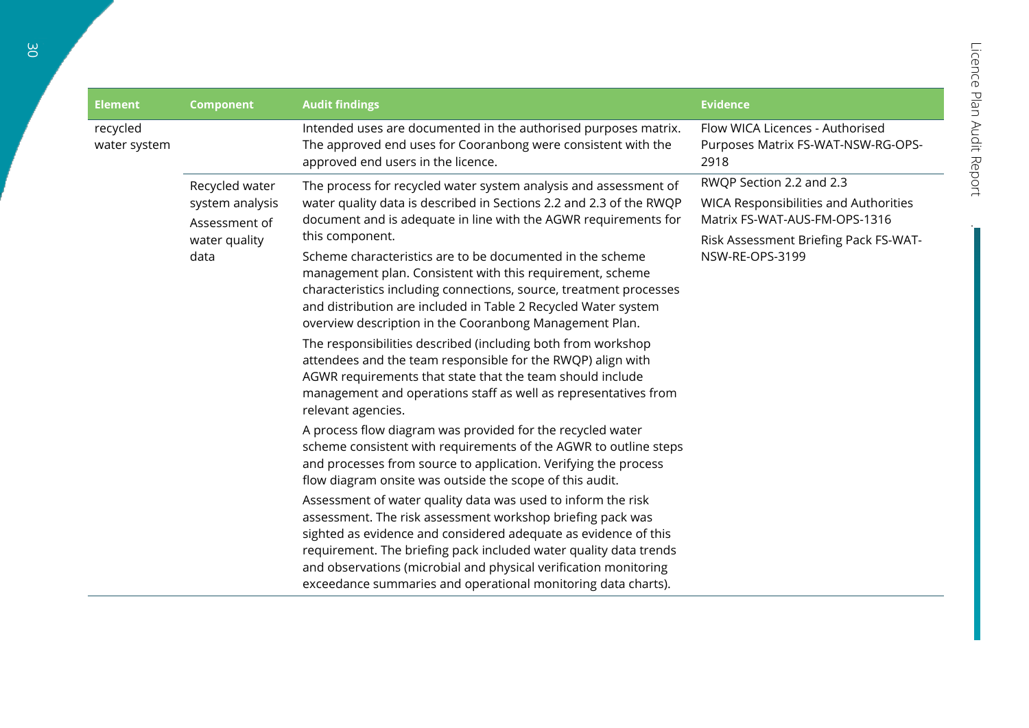| Element | Component | Audit findings | Evidence |
|---|---|---|---|
| recycled water system | | Intended uses are documented in the authorised purposes matrix. The approved end uses for Cooranbong were consistent with the approved end users in the licence. | Flow WICA Licences - Authorised Purposes Matrix FS-WAT-NSW-RG-OPS-2918 |
| | Recycled water system analysis<br>Assessment of water quality data | The process for recycled water system analysis and assessment of water quality data is described in Sections 2.2 and 2.3 of the RWQP document and is adequate in line with the AGWR requirements for this component.<br>Scheme characteristics are to be documented in the scheme management plan. Consistent with this requirement, scheme characteristics including connections, source, treatment processes and distribution are included in Table 2 Recycled Water system overview description in the Cooranbong Management Plan.<br>The responsibilities described (including both from workshop attendees and the team responsible for the RWQP) align with AGWR requirements that state that the team should include management and operations staff as well as representatives from relevant agencies.<br>A process flow diagram was provided for the recycled water scheme consistent with requirements of the AGWR to outline steps and processes from source to application. Verifying the process flow diagram onsite was outside the scope of this audit.<br>Assessment of water quality data was used to inform the risk assessment. The risk assessment workshop briefing pack was sighted as evidence and considered adequate as evidence of this requirement. The briefing pack included water quality data trends and observations (microbial and physical verification monitoring exceedance summaries and operational monitoring data charts). | RWQP Section 2.2 and 2.3<br>WICA Responsibilities and Authorities Matrix FS-WAT-AUS-FM-OPS-1316<br>Risk Assessment Briefing Pack FS-WAT-NSW-RE-OPS-3199 |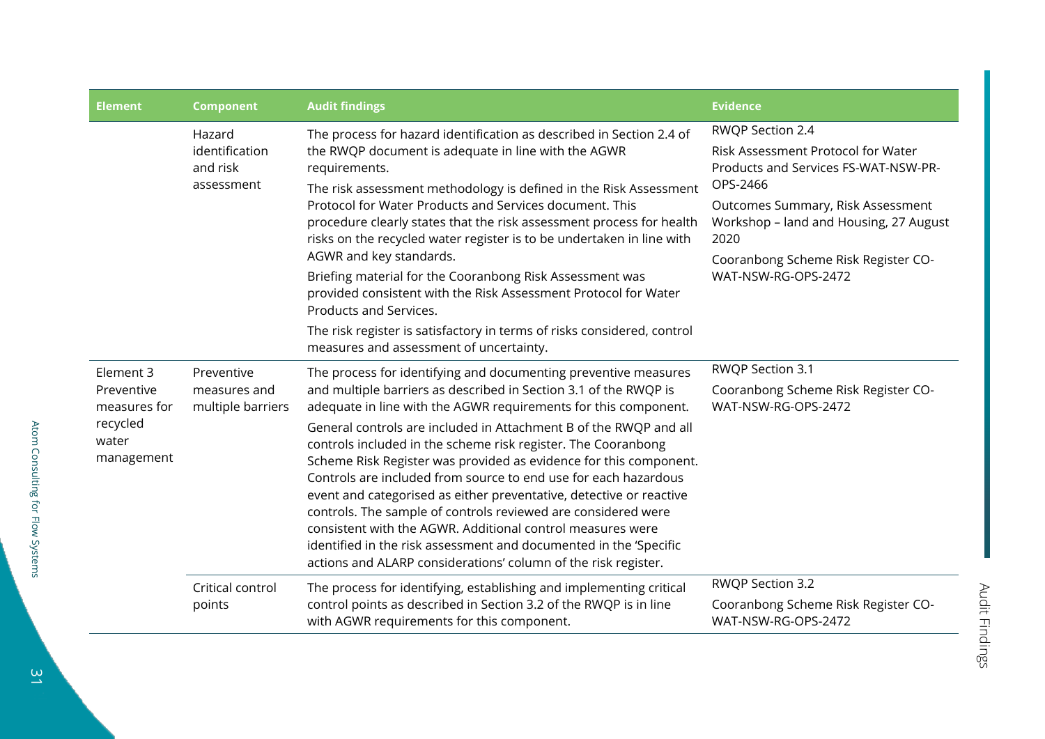| Element | Component | Audit findings | Evidence |
|---|---|---|---|
| | Hazard identification and risk assessment | The process for hazard identification as described in Section 2.4 of the RWQP document is adequate in line with the AGWR requirements.<br>The risk assessment methodology is defined in the Risk Assessment Protocol for Water Products and Services document. This procedure clearly states that the risk assessment process for health risks on the recycled water register is to be undertaken in line with AGWR and key standards.<br>Briefing material for the Cooranbong Risk Assessment was provided consistent with the Risk Assessment Protocol for Water Products and Services.<br>The risk register is satisfactory in terms of risks considered, control measures and assessment of uncertainty. | RWQP Section 2.4<br>Risk Assessment Protocol for Water Products and Services FS-WAT-NSW-PR-OPS-2466<br>Outcomes Summary, Risk Assessment Workshop – land and Housing, 27 August 2020<br>Cooranbong Scheme Risk Register CO-WAT-NSW-RG-OPS-2472 |
| Element 3 Preventive measures for recycled water management | Preventive measures and multiple barriers | The process for identifying and documenting preventive measures and multiple barriers as described in Section 3.1 of the RWQP is adequate in line with the AGWR requirements for this component.<br>General controls are included in Attachment B of the RWQP and all controls included in the scheme risk register. The Cooranbong Scheme Risk Register was provided as evidence for this component. Controls are included from source to end use for each hazardous event and categorised as either preventative, detective or reactive controls. The sample of controls reviewed are considered were consistent with the AGWR. Additional control measures were identified in the risk assessment and documented in the 'Specific actions and ALARP considerations' column of the risk register. | RWQP Section 3.1<br>Cooranbong Scheme Risk Register CO-WAT-NSW-RG-OPS-2472 |
| | Critical control points | The process for identifying, establishing and implementing critical control points as described in Section 3.2 of the RWQP is in line with AGWR requirements for this component. | RWQP Section 3.2<br>Cooranbong Scheme Risk Register CO-WAT-NSW-RG-OPS-2472 |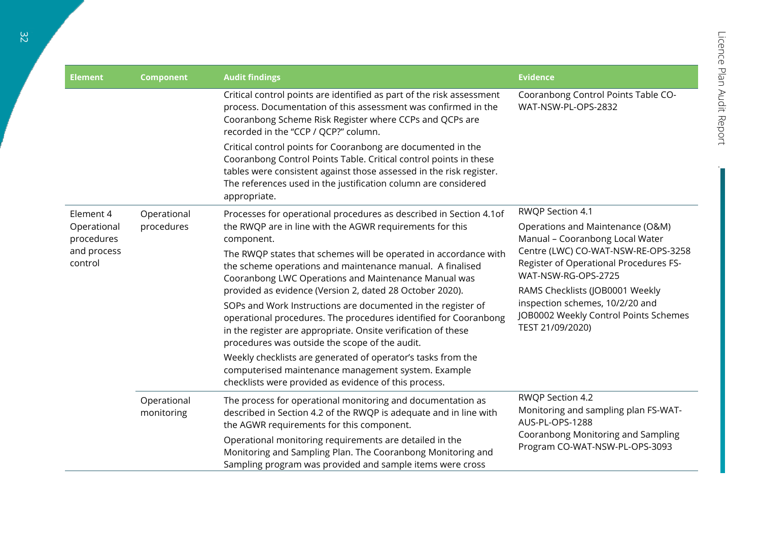| Element | Component | Audit findings | Evidence |
|---|---|---|---|
| | | Critical control points are identified as part of the risk assessment process. Documentation of this assessment was confirmed in the Cooranbong Scheme Risk Register where CCPs and QCPs are recorded in the "CCP / QCP?" column.<br><br>Critical control points for Cooranbong are documented in the Cooranbong Control Points Table. Critical control points in these tables were consistent against those assessed in the risk register. The references used in the justification column are considered appropriate. | Cooranbong Control Points Table CO-WAT-NSW-PL-OPS-2832 |
| Element 4 Operational procedures and process control | Operational procedures | Processes for operational procedures as described in Section 4.1of the RWQP are in line with the AGWR requirements for this component.<br><br>The RWQP states that schemes will be operated in accordance with the scheme operations and maintenance manual. A finalised Cooranbong LWC Operations and Maintenance Manual was provided as evidence (Version 2, dated 28 October 2020).<br><br>SOPs and Work Instructions are documented in the register of operational procedures. The procedures identified for Cooranbong in the register are appropriate. Onsite verification of these procedures was outside the scope of the audit.<br><br>Weekly checklists are generated of operator's tasks from the computerised maintenance management system. Example checklists were provided as evidence of this process. | RWQP Section 4.1<br><br>Operations and Maintenance (O&M) Manual – Cooranbong Local Water Centre (LWC) CO-WAT-NSW-RE-OPS-3258<br><br>Register of Operational Procedures FS-WAT-NSW-RG-OPS-2725<br><br>RAMS Checklists (JOB0001 Weekly inspection schemes, 10/2/20 and JOB0002 Weekly Control Points Schemes TEST 21/09/2020) |
| | Operational monitoring | The process for operational monitoring and documentation as described in Section 4.2 of the RWQP is adequate and in line with the AGWR requirements for this component.<br><br>Operational monitoring requirements are detailed in the Monitoring and Sampling Plan. The Cooranbong Monitoring and Sampling program was provided and sample items were cross | RWQP Section 4.2<br><br>Monitoring and sampling plan FS-WAT-AUS-PL-OPS-1288<br><br>Cooranbong Monitoring and Sampling Program CO-WAT-NSW-PL-OPS-3093 |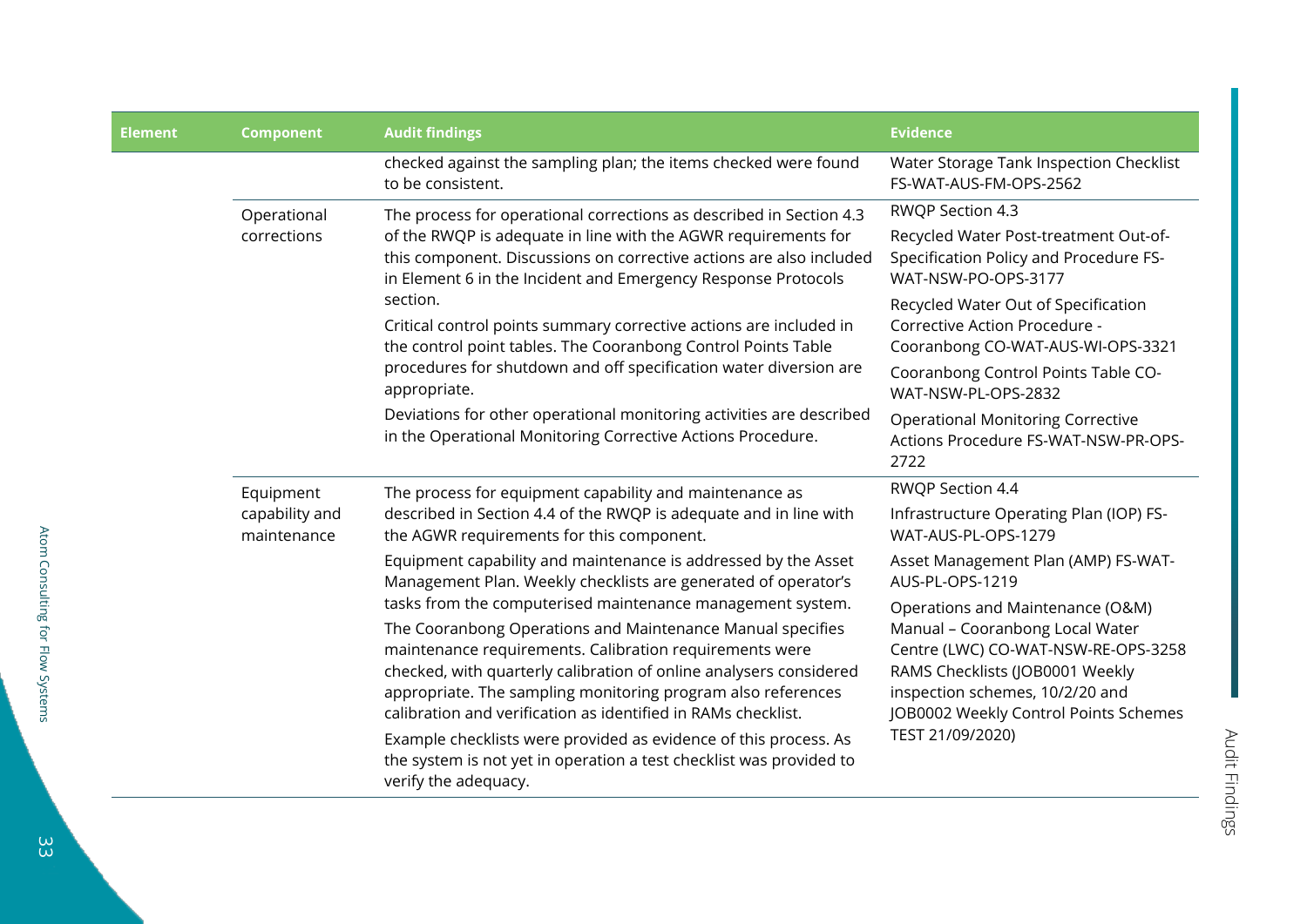| Element | Component | Audit findings | Evidence |
|---|---|---|---|
| | | checked against the sampling plan; the items checked were found to be consistent. | Water Storage Tank Inspection Checklist FS-WAT-AUS-FM-OPS-2562 |
| | Operational corrections | The process for operational corrections as described in Section 4.3 of the RWQP is adequate in line with the AGWR requirements for this component. Discussions on corrective actions are also included in Element 6 in the Incident and Emergency Response Protocols section.<br><br>Critical control points summary corrective actions are included in the control point tables. The Cooranbong Control Points Table procedures for shutdown and off specification water diversion are appropriate.<br><br>Deviations for other operational monitoring activities are described in the Operational Monitoring Corrective Actions Procedure. | RWQP Section 4.3<br><br>Recycled Water Post-treatment Out-of-Specification Policy and Procedure FS-WAT-NSW-PO-OPS-3177<br><br>Recycled Water Out of Specification Corrective Action Procedure - Cooranbong CO-WAT-AUS-WI-OPS-3321<br><br>Cooranbong Control Points Table CO-WAT-NSW-PL-OPS-2832<br><br>Operational Monitoring Corrective Actions Procedure FS-WAT-NSW-PR-OPS-2722 |
| | Equipment capability and maintenance | The process for equipment capability and maintenance as described in Section 4.4 of the RWQP is adequate and in line with the AGWR requirements for this component.<br><br>Equipment capability and maintenance is addressed by the Asset Management Plan. Weekly checklists are generated of operator's tasks from the computerised maintenance management system.<br><br>The Cooranbong Operations and Maintenance Manual specifies maintenance requirements. Calibration requirements were checked, with quarterly calibration of online analysers considered appropriate. The sampling monitoring program also references calibration and verification as identified in RAMs checklist.<br><br>Example checklists were provided as evidence of this process. As the system is not yet in operation a test checklist was provided to verify the adequacy. | RWQP Section 4.4<br><br>Infrastructure Operating Plan (IOP) FS-WAT-AUS-PL-OPS-1279<br><br>Asset Management Plan (AMP) FS-WAT-AUS-PL-OPS-1219<br><br>Operations and Maintenance (O&M) Manual – Cooranbong Local Water Centre (LWC) CO-WAT-NSW-RE-OPS-3258 RAMS Checklists (JOB0001 Weekly inspection schemes, 10/2/20 and JOB0002 Weekly Control Points Schemes TEST 21/09/2020) |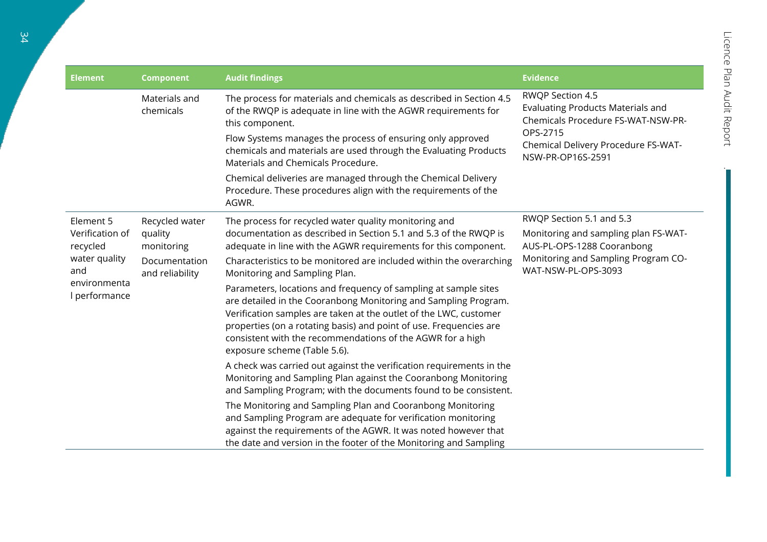| Element | Component | Audit findings | Evidence |
|---|---|---|---|
| | Materials and chemicals | The process for materials and chemicals as described in Section 4.5 of the RWQP is adequate in line with the AGWR requirements for this component.<br><br>Flow Systems manages the process of ensuring only approved chemicals and materials are used through the Evaluating Products Materials and Chemicals Procedure.<br><br>Chemical deliveries are managed through the Chemical Delivery Procedure. These procedures align with the requirements of the AGWR. | RWQP Section 4.5<br>Evaluating Products Materials and Chemicals Procedure FS-WAT-NSW-PR-OPS-2715<br>Chemical Delivery Procedure FS-WAT-NSW-PR-OP16S-2591 |
| Element 5 Verification of recycled water quality and environmental performance | Recycled water quality monitoring<br><br>Documentation and reliability | The process for recycled water quality monitoring and documentation as described in Section 5.1 and 5.3 of the RWQP is adequate in line with the AGWR requirements for this component.<br><br>Characteristics to be monitored are included within the overarching Monitoring and Sampling Plan.<br><br>Parameters, locations and frequency of sampling at sample sites are detailed in the Cooranbong Monitoring and Sampling Program. Verification samples are taken at the outlet of the LWC, customer properties (on a rotating basis) and point of use. Frequencies are consistent with the recommendations of the AGWR for a high exposure scheme (Table 5.6).<br><br>A check was carried out against the verification requirements in the Monitoring and Sampling Plan against the Cooranbong Monitoring and Sampling Program; with the documents found to be consistent.<br><br>The Monitoring and Sampling Plan and Cooranbong Monitoring and Sampling Program are adequate for verification monitoring against the requirements of the AGWR. It was noted however that the date and version in the footer of the Monitoring and Sampling | RWQP Section 5.1 and 5.3<br><br>Monitoring and sampling plan FS-WAT-AUS-PL-OPS-1288 Cooranbong Monitoring and Sampling Program CO-WAT-NSW-PL-OPS-3093 |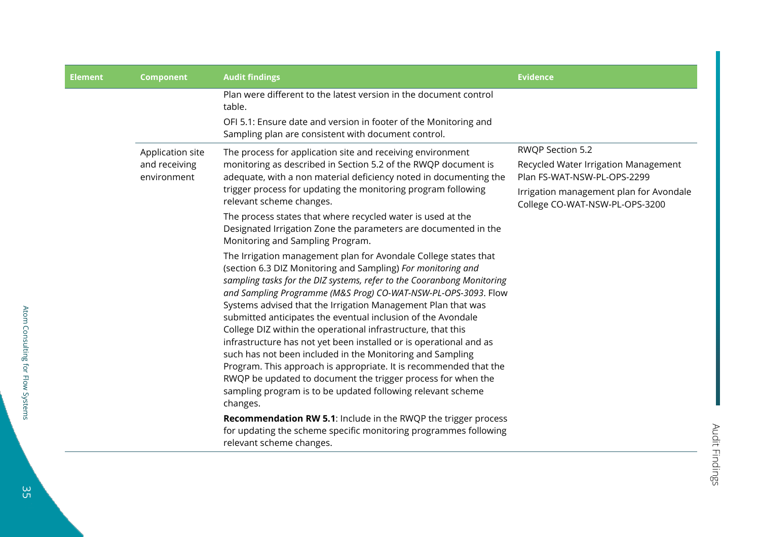| Element | Component | Audit findings | Evidence |
|---|---|---|---|
| | | Plan were different to the latest version in the document control table.<br><br>OFI 5.1: Ensure date and version in footer of the Monitoring and Sampling plan are consistent with document control. | |
| | Application site and receiving environment | The process for application site and receiving environment monitoring as described in Section 5.2 of the RWQP document is adequate, with a non material deficiency noted in documenting the trigger process for updating the monitoring program following relevant scheme changes.<br><br>The process states that where recycled water is used at the Designated Irrigation Zone the parameters are documented in the Monitoring and Sampling Program.<br><br>The Irrigation management plan for Avondale College states that (section 6.3 DIZ Monitoring and Sampling) *For monitoring and sampling tasks for the DIZ systems, refer to the Cooranbong Monitoring and Sampling Programme (M&S Prog) CO-WAT-NSW-PL-OPS-3093*. Flow Systems advised that the Irrigation Management Plan that was submitted anticipates the eventual inclusion of the Avondale College DIZ within the operational infrastructure, that this infrastructure has not yet been installed or is operational and as such has not been included in the Monitoring and Sampling Program. This approach is appropriate. It is recommended that the RWQP be updated to document the trigger process for when the sampling program is to be updated following relevant scheme changes.<br><br>**Recommendation RW 5.1**: Include in the RWQP the trigger process for updating the scheme specific monitoring programmes following relevant scheme changes. | RWQP Section 5.2<br><br>Recycled Water Irrigation Management Plan FS-WAT-NSW-PL-OPS-2299<br><br>Irrigation management plan for Avondale College CO-WAT-NSW-PL-OPS-3200 |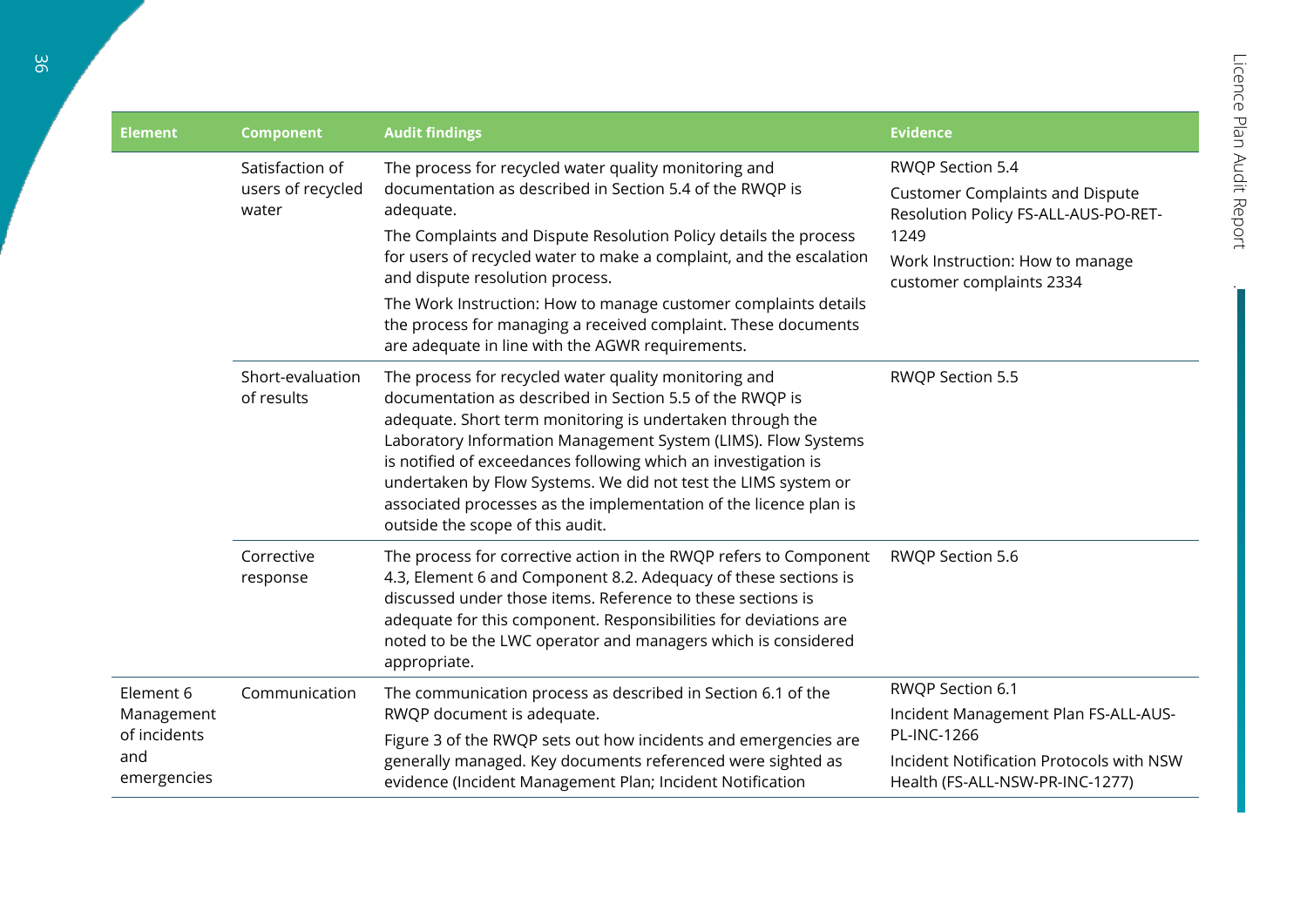| Element | Component | Audit findings | Evidence |
|---|---|---|---|
| | Satisfaction of users of recycled water | The process for recycled water quality monitoring and documentation as described in Section 5.4 of the RWQP is adequate.<br>The Complaints and Dispute Resolution Policy details the process for users of recycled water to make a complaint, and the escalation and dispute resolution process.<br>The Work Instruction: How to manage customer complaints details the process for managing a received complaint. These documents are adequate in line with the AGWR requirements. | RWQP Section 5.4<br>Customer Complaints and Dispute Resolution Policy FS-ALL-AUS-PO-RET-1249<br>Work Instruction: How to manage customer complaints 2334 |
| | Short-evaluation of results | The process for recycled water quality monitoring and documentation as described in Section 5.5 of the RWQP is adequate. Short term monitoring is undertaken through the Laboratory Information Management System (LIMS). Flow Systems is notified of exceedances following which an investigation is undertaken by Flow Systems. We did not test the LIMS system or associated processes as the implementation of the licence plan is outside the scope of this audit. | RWQP Section 5.5 |
| | Corrective response | The process for corrective action in the RWQP refers to Component 4.3, Element 6 and Component 8.2. Adequacy of these sections is discussed under those items. Reference to these sections is adequate for this component. Responsibilities for deviations are noted to be the LWC operator and managers which is considered appropriate. | RWQP Section 5.6 |
| Element 6 Management of incidents and emergencies | Communication | The communication process as described in Section 6.1 of the RWQP document is adequate.<br>Figure 3 of the RWQP sets out how incidents and emergencies are generally managed. Key documents referenced were sighted as evidence (Incident Management Plan; Incident Notification | RWQP Section 6.1<br>Incident Management Plan FS-ALL-AUS-PL-INC-1266<br>Incident Notification Protocols with NSW Health (FS-ALL-NSW-PR-INC-1277) |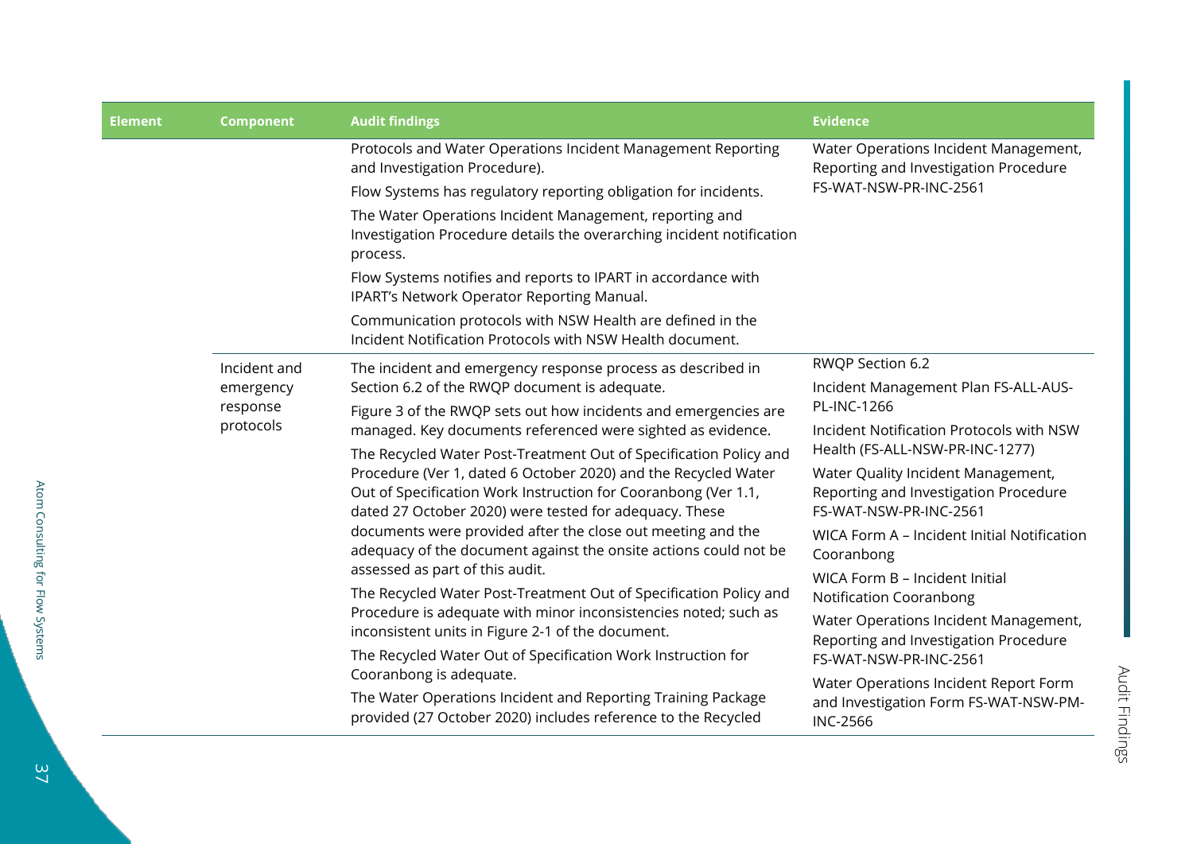| Element | Component | Audit findings | Evidence |
|---|---|---|---|
| | | Protocols and Water Operations Incident Management Reporting and Investigation Procedure).<br>Flow Systems has regulatory reporting obligation for incidents.<br>The Water Operations Incident Management, reporting and Investigation Procedure details the overarching incident notification process.<br>Flow Systems notifies and reports to IPART in accordance with IPART's Network Operator Reporting Manual.<br>Communication protocols with NSW Health are defined in the Incident Notification Protocols with NSW Health document. | Water Operations Incident Management, Reporting and Investigation Procedure FS-WAT-NSW-PR-INC-2561 |
| | Incident and emergency response protocols | The incident and emergency response process as described in Section 6.2 of the RWQP document is adequate.<br>Figure 3 of the RWQP sets out how incidents and emergencies are managed. Key documents referenced were sighted as evidence.<br>The Recycled Water Post-Treatment Out of Specification Policy and Procedure (Ver 1, dated 6 October 2020) and the Recycled Water Out of Specification Work Instruction for Cooranbong (Ver 1.1, dated 27 October 2020) were tested for adequacy. These documents were provided after the close out meeting and the adequacy of the document against the onsite actions could not be assessed as part of this audit.<br>The Recycled Water Post-Treatment Out of Specification Policy and Procedure is adequate with minor inconsistencies noted; such as inconsistent units in Figure 2-1 of the document.<br>The Recycled Water Out of Specification Work Instruction for Cooranbong is adequate.<br>The Water Operations Incident and Reporting Training Package provided (27 October 2020) includes reference to the Recycled | RWQP Section 6.2<br>Incident Management Plan FS-ALL-AUS-PL-INC-1266<br>Incident Notification Protocols with NSW Health (FS-ALL-NSW-PR-INC-1277)<br>Water Quality Incident Management, Reporting and Investigation Procedure FS-WAT-NSW-PR-INC-2561<br>WICA Form A – Incident Initial Notification Cooranbong<br>WICA Form B – Incident Initial Notification Cooranbong<br>Water Operations Incident Management, Reporting and Investigation Procedure FS-WAT-NSW-PR-INC-2561<br>Water Operations Incident Report Form and Investigation Form FS-WAT-NSW-PM-INC-2566 |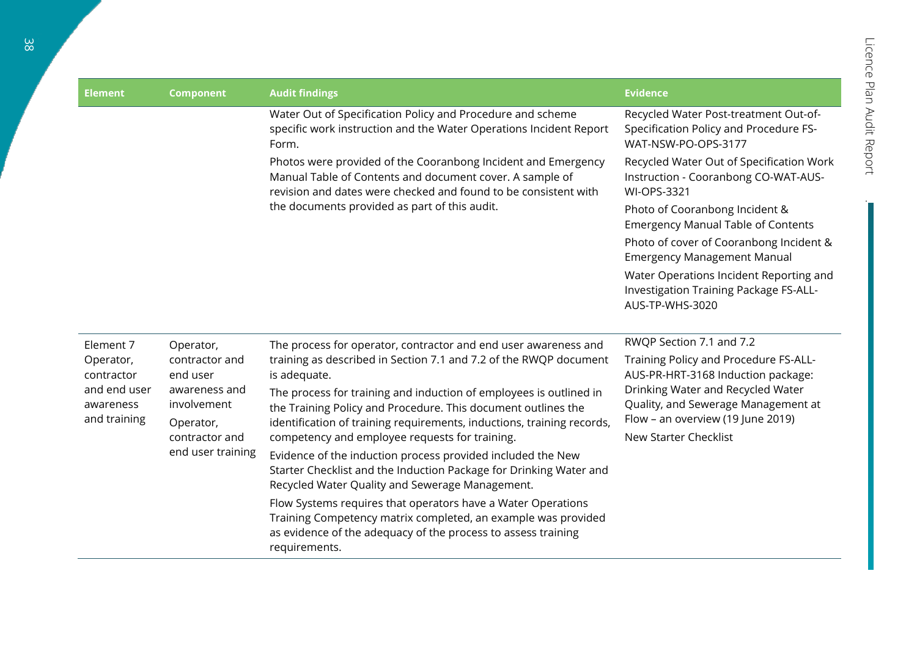| Element | Component | Audit findings | Evidence |
|---|---|---|---|
| | | Water Out of Specification Policy and Procedure and scheme specific work instruction and the Water Operations Incident Report Form.<br><br>Photos were provided of the Cooranbong Incident and Emergency Manual Table of Contents and document cover. A sample of revision and dates were checked and found to be consistent with the documents provided as part of this audit. | Recycled Water Post-treatment Out-of-Specification Policy and Procedure FS-WAT-NSW-PO-OPS-3177<br><br>Recycled Water Out of Specification Work Instruction - Cooranbong CO-WAT-AUS-WI-OPS-3321<br><br>Photo of Cooranbong Incident & Emergency Manual Table of Contents<br><br>Photo of cover of Cooranbong Incident & Emergency Management Manual<br><br>Water Operations Incident Reporting and Investigation Training Package FS-ALL-AUS-TP-WHS-3020 |
| Element 7 Operator, contractor and end user awareness and training | Operator, contractor and end user awareness and involvement<br><br>Operator, contractor and end user training | The process for operator, contractor and end user awareness and training as described in Section 7.1 and 7.2 of the RWQP document is adequate.<br><br>The process for training and induction of employees is outlined in the Training Policy and Procedure. This document outlines the identification of training requirements, inductions, training records, competency and employee requests for training.<br><br>Evidence of the induction process provided included the New Starter Checklist and the Induction Package for Drinking Water and Recycled Water Quality and Sewerage Management.<br><br>Flow Systems requires that operators have a Water Operations Training Competency matrix completed, an example was provided as evidence of the adequacy of the process to assess training requirements. | RWQP Section 7.1 and 7.2<br><br>Training Policy and Procedure FS-ALL-AUS-PR-HRT-3168 Induction package: Drinking Water and Recycled Water Quality, and Sewerage Management at Flow – an overview (19 June 2019)<br><br>New Starter Checklist |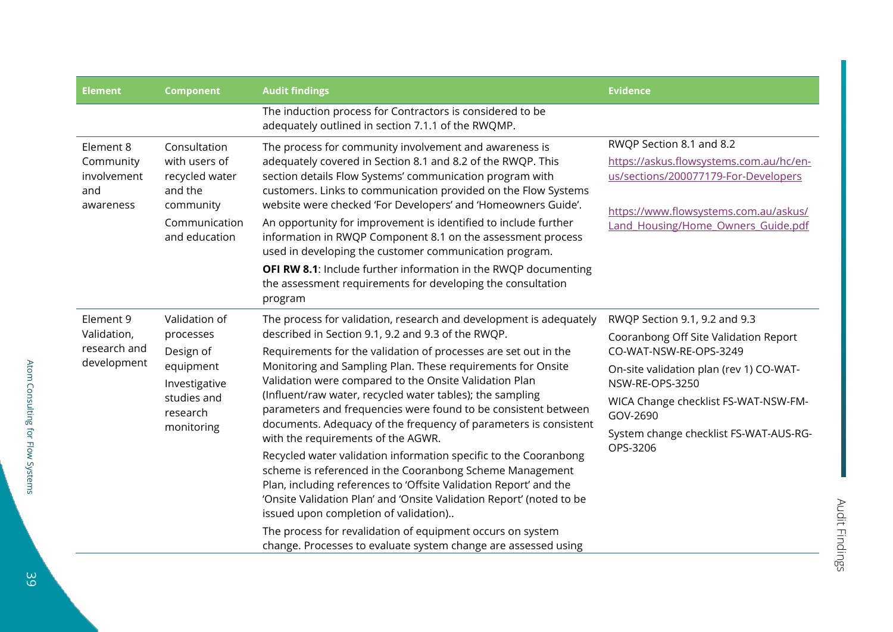| Element | Component | Audit findings | Evidence |
|---|---|---|---|
| | | The induction process for Contractors is considered to be adequately outlined in section 7.1.1 of the RWQMP. | |
| Element 8 Community involvement and awareness | Consultation with users of recycled water and the community<br><br>Communication and education | The process for community involvement and awareness is adequately covered in Section 8.1 and 8.2 of the RWQP. This section details Flow Systems' communication program with customers. Links to communication provided on the Flow Systems website were checked 'For Developers' and 'Homeowners Guide'.<br><br>An opportunity for improvement is identified to include further information in RWQP Component 8.1 on the assessment process used in developing the customer communication program.<br><br>**OFI RW 8.1**: Include further information in the RWQP documenting the assessment requirements for developing the consultation program | RWQP Section 8.1 and 8.2<br><br>https://askus.flowsystems.com.au/hc/en-us/sections/200077179-For-Developers<br><br>https://www.flowsystems.com.au/askus/Land_Housing/Home_Owners_Guide.pdf |
| Element 9 Validation, research and development | Validation of processes<br><br>Design of equipment<br><br>Investigative studies and research monitoring | The process for validation, research and development is adequately described in Section 9.1, 9.2 and 9.3 of the RWQP.<br><br>Requirements for the validation of processes are set out in the Monitoring and Sampling Plan. These requirements for Onsite Validation were compared to the Onsite Validation Plan (Influent/raw water, recycled water tables); the sampling parameters and frequencies were found to be consistent between documents. Adequacy of the frequency of parameters is consistent with the requirements of the AGWR.<br><br>Recycled water validation information specific to the Cooranbong scheme is referenced in the Cooranbong Scheme Management Plan, including references to 'Offsite Validation Report' and the 'Onsite Validation Plan' and 'Onsite Validation Report' (noted to be issued upon completion of validation)..<br><br>The process for revalidation of equipment occurs on system change. Processes to evaluate system change are assessed using | RWQP Section 9.1, 9.2 and 9.3<br><br>Cooranbong Off Site Validation Report CO-WAT-NSW-RE-OPS-3249<br><br>On-site validation plan (rev 1) CO-WAT-NSW-RE-OPS-3250<br><br>WICA Change checklist FS-WAT-NSW-FM-GOV-2690<br><br>System change checklist FS-WAT-AUS-RG-OPS-3206 |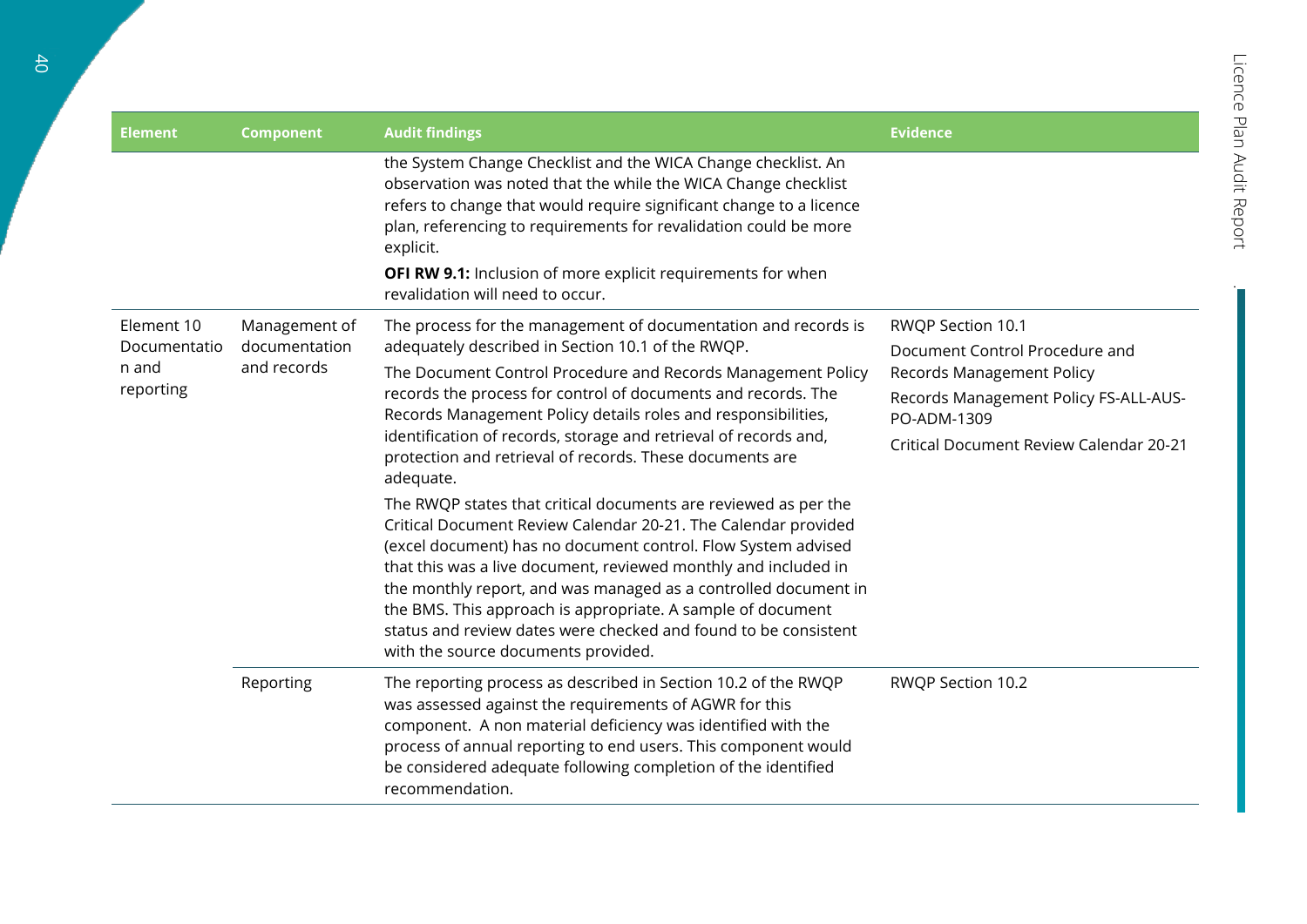| Element | Component | Audit findings | Evidence |
|---|---|---|---|
| | | the System Change Checklist and the WICA Change checklist. An observation was noted that the while the WICA Change checklist refers to change that would require significant change to a licence plan, referencing to requirements for revalidation could be more explicit.<br><br>**OFI RW 9.1:** Inclusion of more explicit requirements for when revalidation will need to occur. | |
| Element 10 Documentation and reporting | Management of documentation and records | The process for the management of documentation and records is adequately described in Section 10.1 of the RWQP.<br><br>The Document Control Procedure and Records Management Policy records the process for control of documents and records. The Records Management Policy details roles and responsibilities, identification of records, storage and retrieval of records and, protection and retrieval of records. These documents are adequate.<br><br>The RWQP states that critical documents are reviewed as per the Critical Document Review Calendar 20-21. The Calendar provided (excel document) has no document control. Flow System advised that this was a live document, reviewed monthly and included in the monthly report, and was managed as a controlled document in the BMS. This approach is appropriate. A sample of document status and review dates were checked and found to be consistent with the source documents provided. | RWQP Section 10.1<br><br>Document Control Procedure and Records Management Policy<br><br>Records Management Policy FS-ALL-AUS-PO-ADM-1309<br><br>Critical Document Review Calendar 20-21 |
| | Reporting | The reporting process as described in Section 10.2 of the RWQP was assessed against the requirements of AGWR for this component. A non material deficiency was identified with the process of annual reporting to end users. This component would be considered adequate following completion of the identified recommendation. | RWQP Section 10.2 |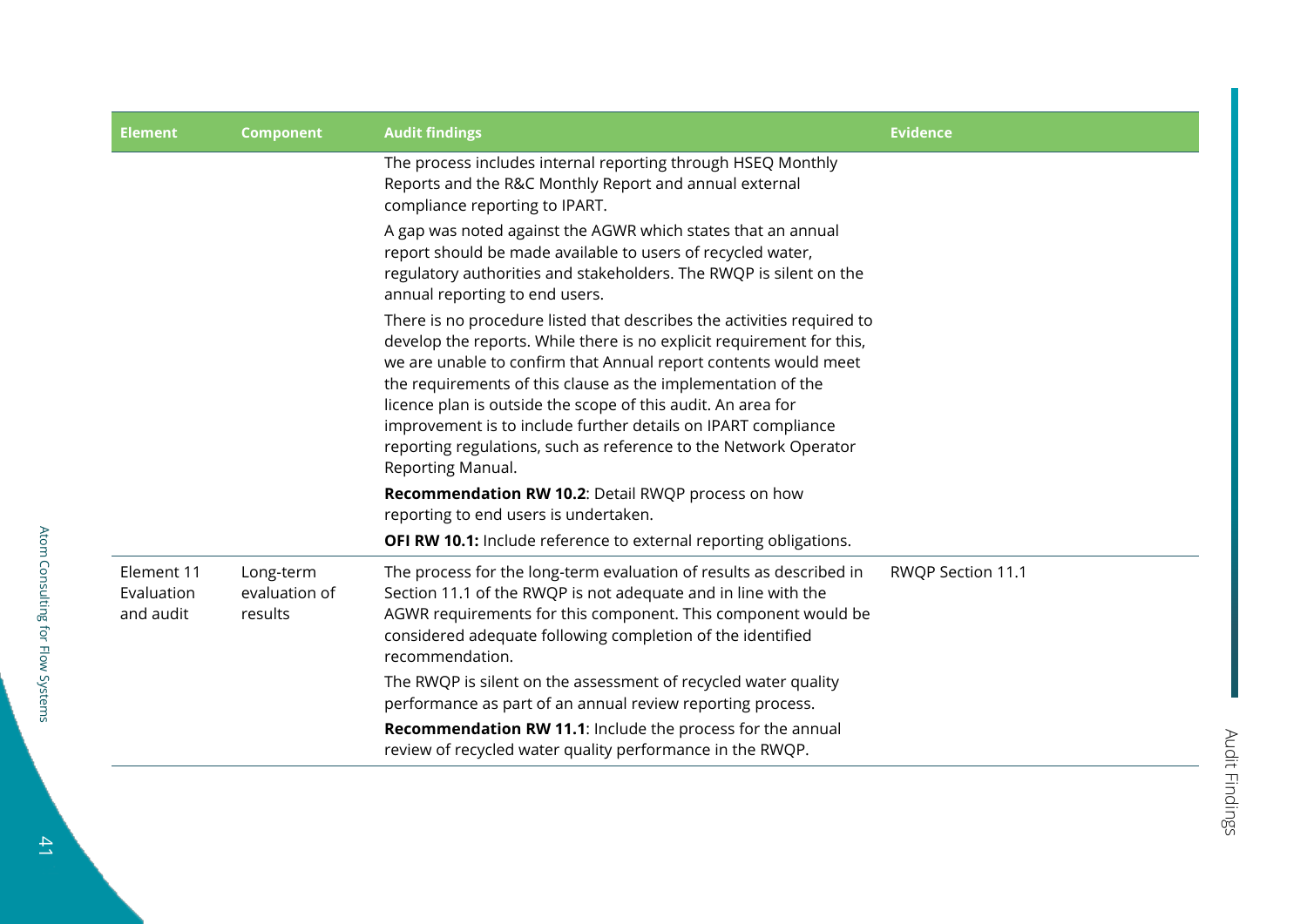| Element | Component | Audit findings | Evidence |
| --- | --- | --- | --- |
| | | The process includes internal reporting through HSEQ Monthly Reports and the R&C Monthly Report and annual external compliance reporting to IPART.<br><br>A gap was noted against the AGWR which states that an annual report should be made available to users of recycled water, regulatory authorities and stakeholders. The RWQP is silent on the annual reporting to end users.<br><br>There is no procedure listed that describes the activities required to develop the reports. While there is no explicit requirement for this, we are unable to confirm that Annual report contents would meet the requirements of this clause as the implementation of the licence plan is outside the scope of this audit. An area for improvement is to include further details on IPART compliance reporting regulations, such as reference to the Network Operator Reporting Manual.<br><br>**Recommendation RW 10.2**: Detail RWQP process on how reporting to end users is undertaken.<br><br>**OFI RW 10.1:** Include reference to external reporting obligations. | |
| Element 11 Evaluation and audit | Long-term evaluation of results | The process for the long-term evaluation of results as described in Section 11.1 of the RWQP is not adequate and in line with the AGWR requirements for this component. This component would be considered adequate following completion of the identified recommendation.<br><br>The RWQP is silent on the assessment of recycled water quality performance as part of an annual review reporting process.<br><br>**Recommendation RW 11.1**: Include the process for the annual review of recycled water quality performance in the RWQP. | RWQP Section 11.1 |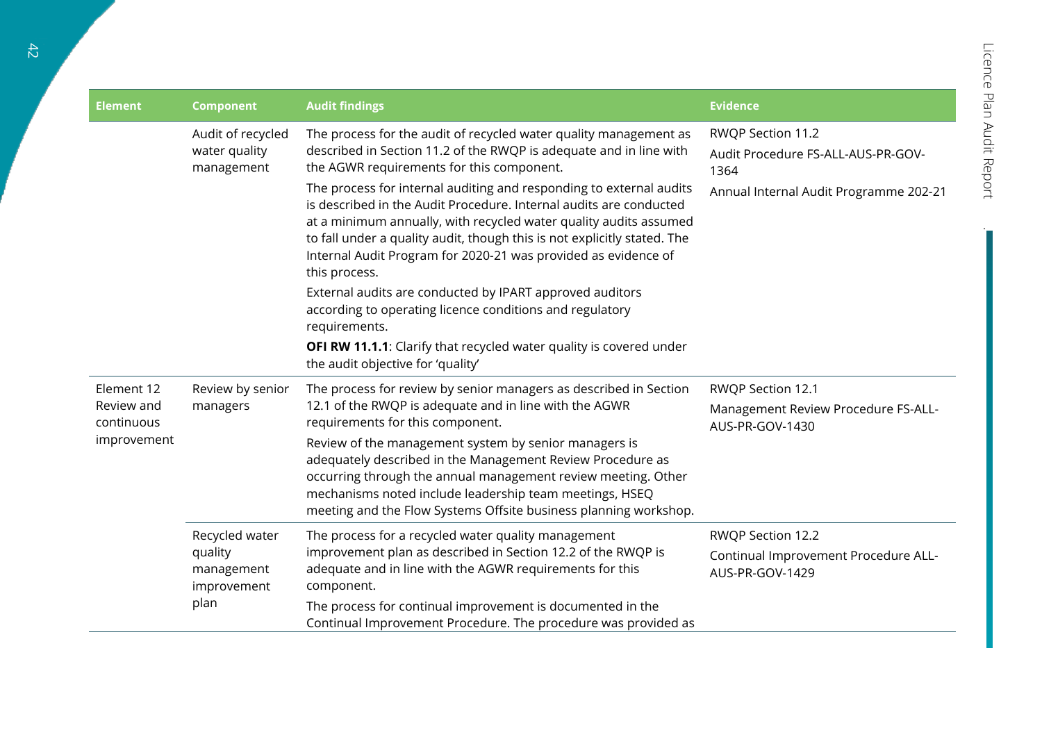| Element | Component | Audit findings | Evidence |
|---|---|---|---|
| | Audit of recycled water quality management | The process for the audit of recycled water quality management as described in Section 11.2 of the RWQP is adequate and in line with the AGWR requirements for this component.<br><br>The process for internal auditing and responding to external audits is described in the Audit Procedure. Internal audits are conducted at a minimum annually, with recycled water quality audits assumed to fall under a quality audit, though this is not explicitly stated. The Internal Audit Program for 2020-21 was provided as evidence of this process.<br><br>External audits are conducted by IPART approved auditors according to operating licence conditions and regulatory requirements.<br><br>**OFI RW 11.1.1**: Clarify that recycled water quality is covered under the audit objective for 'quality' | RWQP Section 11.2<br><br>Audit Procedure FS-ALL-AUS-PR-GOV-1364<br><br>Annual Internal Audit Programme 202-21 |
| Element 12 Review and continuous improvement | Review by senior managers | The process for review by senior managers as described in Section 12.1 of the RWQP is adequate and in line with the AGWR requirements for this component.<br><br>Review of the management system by senior managers is adequately described in the Management Review Procedure as occurring through the annual management review meeting. Other mechanisms noted include leadership team meetings, HSEQ meeting and the Flow Systems Offsite business planning workshop. | RWQP Section 12.1<br><br>Management Review Procedure FS-ALL-AUS-PR-GOV-1430 |
| | Recycled water quality management improvement plan | The process for a recycled water quality management improvement plan as described in Section 12.2 of the RWQP is adequate and in line with the AGWR requirements for this component.<br><br>The process for continual improvement is documented in the Continual Improvement Procedure. The procedure was provided as | RWQP Section 12.2<br><br>Continual Improvement Procedure ALL-AUS-PR-GOV-1429 |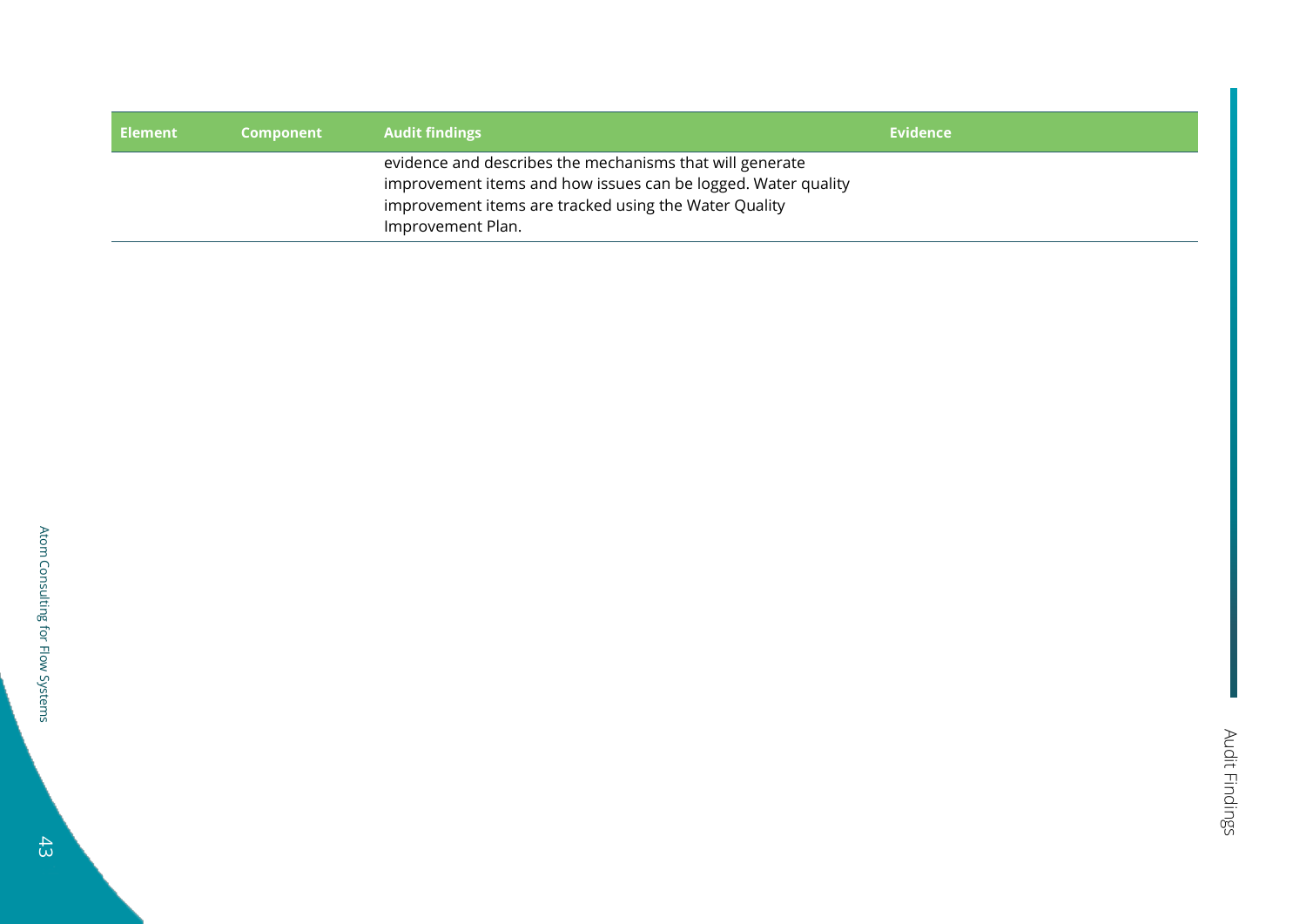| Element | Component | Audit findings | Evidence |
| --- | --- | --- | --- |
| | | evidence and describes the mechanisms that will generate improvement items and how issues can be logged. Water quality improvement items are tracked using the Water Quality Improvement Plan. | |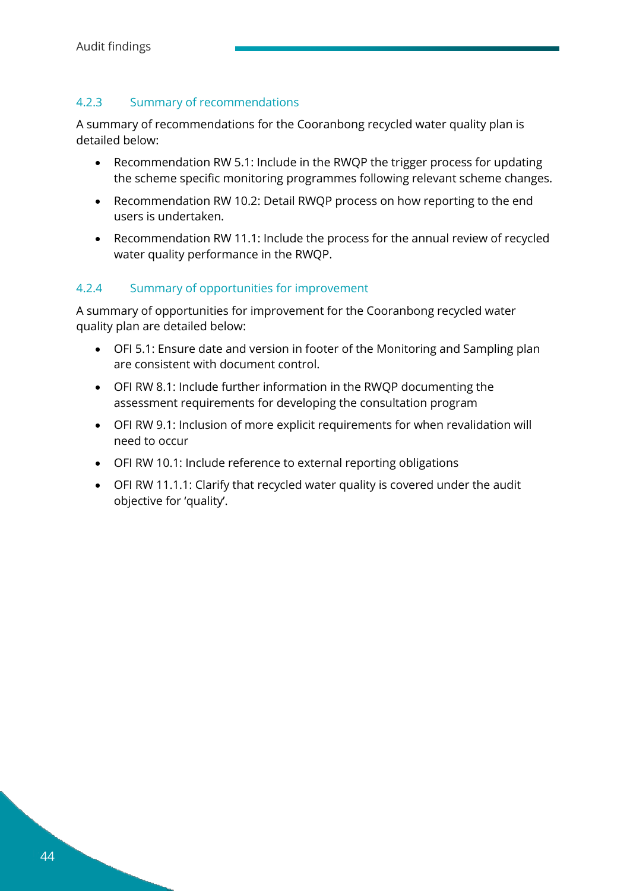### 4.2.3 Summary of recommendations

A summary of recommendations for the Cooranbong recycled water quality plan is detailed below:

- Recommendation RW 5.1: Include in the RWQP the trigger process for updating the scheme specific monitoring programmes following relevant scheme changes.
- Recommendation RW 10.2: Detail RWQP process on how reporting to the end users is undertaken.
- Recommendation RW 11.1: Include the process for the annual review of recycled water quality performance in the RWQP.

### 4.2.4 Summary of opportunities for improvement

A summary of opportunities for improvement for the Cooranbong recycled water quality plan are detailed below:

- OFI 5.1: Ensure date and version in footer of the Monitoring and Sampling plan are consistent with document control.
- OFI RW 8.1: Include further information in the RWQP documenting the assessment requirements for developing the consultation program
- OFI RW 9.1: Inclusion of more explicit requirements for when revalidation will need to occur
- OFI RW 10.1: Include reference to external reporting obligations
- OFI RW 11.1.1: Clarify that recycled water quality is covered under the audit objective for 'quality'.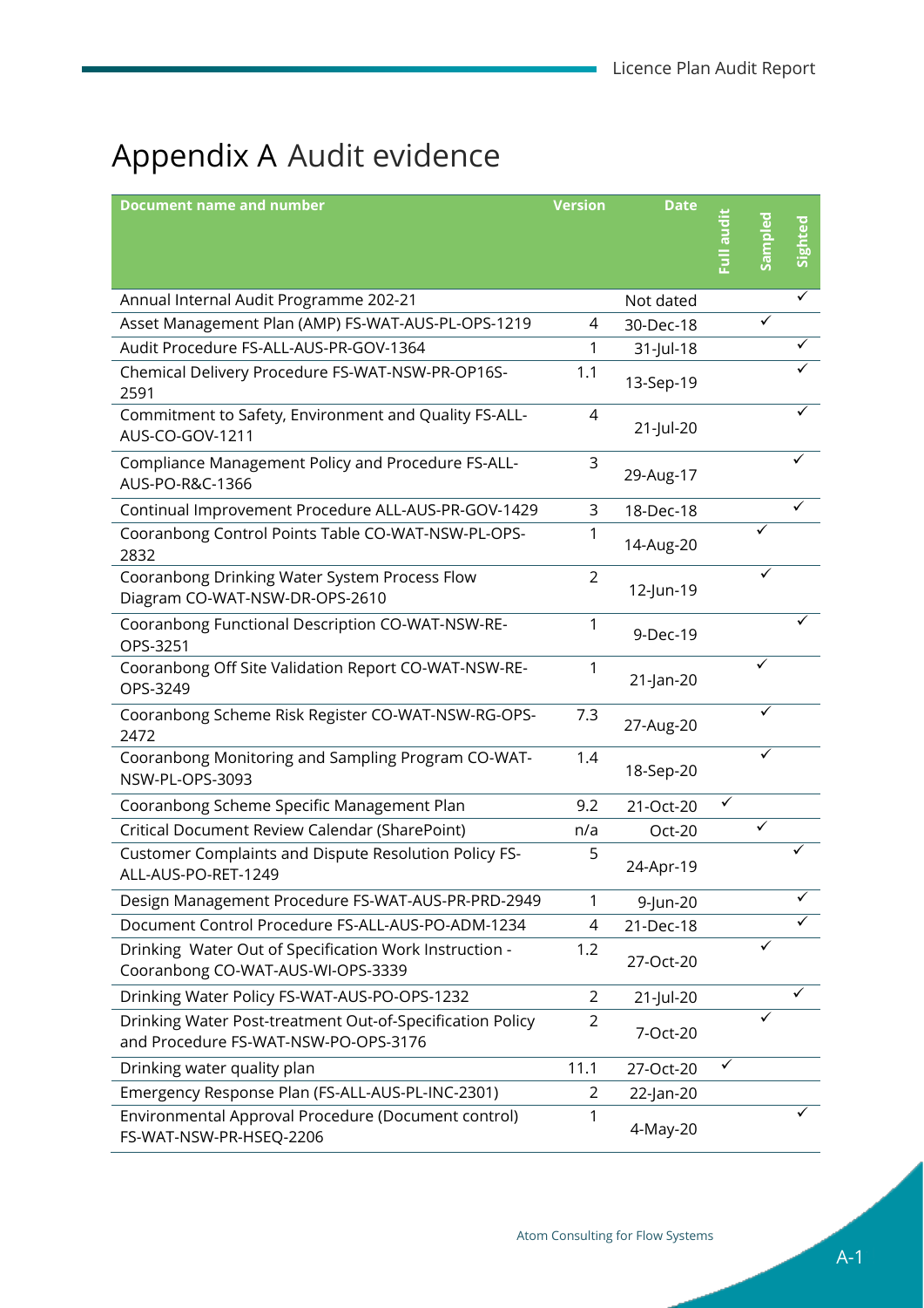# Appendix A Audit evidence

| Document name and number | Version | Date | Full audit | Sampled | Sighted |
|---|---|---|---|---|---|
| Annual Internal Audit Programme 202-21 | | Not dated | | | ✓ |
| Asset Management Plan (AMP) FS-WAT-AUS-PL-OPS-1219 | 4 | 30-Dec-18 | | ✓ | |
| Audit Procedure FS-ALL-AUS-PR-GOV-1364 | 1 | 31-Jul-18 | | | ✓ |
| Chemical Delivery Procedure FS-WAT-NSW-PR-OP16S-2591 | 1.1 | 13-Sep-19 | | | ✓ |
| Commitment to Safety, Environment and Quality FS-ALL-AUS-CO-GOV-1211 | 4 | 21-Jul-20 | | | ✓ |
| Compliance Management Policy and Procedure FS-ALL-AUS-PO-R&C-1366 | 3 | 29-Aug-17 | | | ✓ |
| Continual Improvement Procedure ALL-AUS-PR-GOV-1429 | 3 | 18-Dec-18 | | | ✓ |
| Cooranbong Control Points Table CO-WAT-NSW-PL-OPS-2832 | 1 | 14-Aug-20 | | ✓ | |
| Cooranbong Drinking Water System Process Flow Diagram CO-WAT-NSW-DR-OPS-2610 | 2 | 12-Jun-19 | | ✓ | |
| Cooranbong Functional Description CO-WAT-NSW-RE-OPS-3251 | 1 | 9-Dec-19 | | | ✓ |
| Cooranbong Off Site Validation Report CO-WAT-NSW-RE-OPS-3249 | 1 | 21-Jan-20 | | ✓ | |
| Cooranbong Scheme Risk Register CO-WAT-NSW-RG-OPS-2472 | 7.3 | 27-Aug-20 | | ✓ | |
| Cooranbong Monitoring and Sampling Program CO-WAT-NSW-PL-OPS-3093 | 1.4 | 18-Sep-20 | | ✓ | |
| Cooranbong Scheme Specific Management Plan | 9.2 | 21-Oct-20 | ✓ | | |
| Critical Document Review Calendar (SharePoint) | n/a | Oct-20 | | ✓ | |
| Customer Complaints and Dispute Resolution Policy FS-ALL-AUS-PO-RET-1249 | 5 | 24-Apr-19 | | | ✓ |
| Design Management Procedure FS-WAT-AUS-PR-PRD-2949 | 1 | 9-Jun-20 | | | ✓ |
| Document Control Procedure FS-ALL-AUS-PO-ADM-1234 | 4 | 21-Dec-18 | | | ✓ |
| Drinking Water Out of Specification Work Instruction - Cooranbong CO-WAT-AUS-WI-OPS-3339 | 1.2 | 27-Oct-20 | | ✓ | |
| Drinking Water Policy FS-WAT-AUS-PO-OPS-1232 | 2 | 21-Jul-20 | | | ✓ |
| Drinking Water Post-treatment Out-of-Specification Policy and Procedure FS-WAT-NSW-PO-OPS-3176 | 2 | 7-Oct-20 | | ✓ | |
| Drinking water quality plan | 11.1 | 27-Oct-20 | ✓ | | |
| Emergency Response Plan (FS-ALL-AUS-PL-INC-2301) | 2 | 22-Jan-20 | | | |
| Environmental Approval Procedure (Document control) FS-WAT-NSW-PR-HSEQ-2206 | 1 | 4-May-20 | | | ✓ |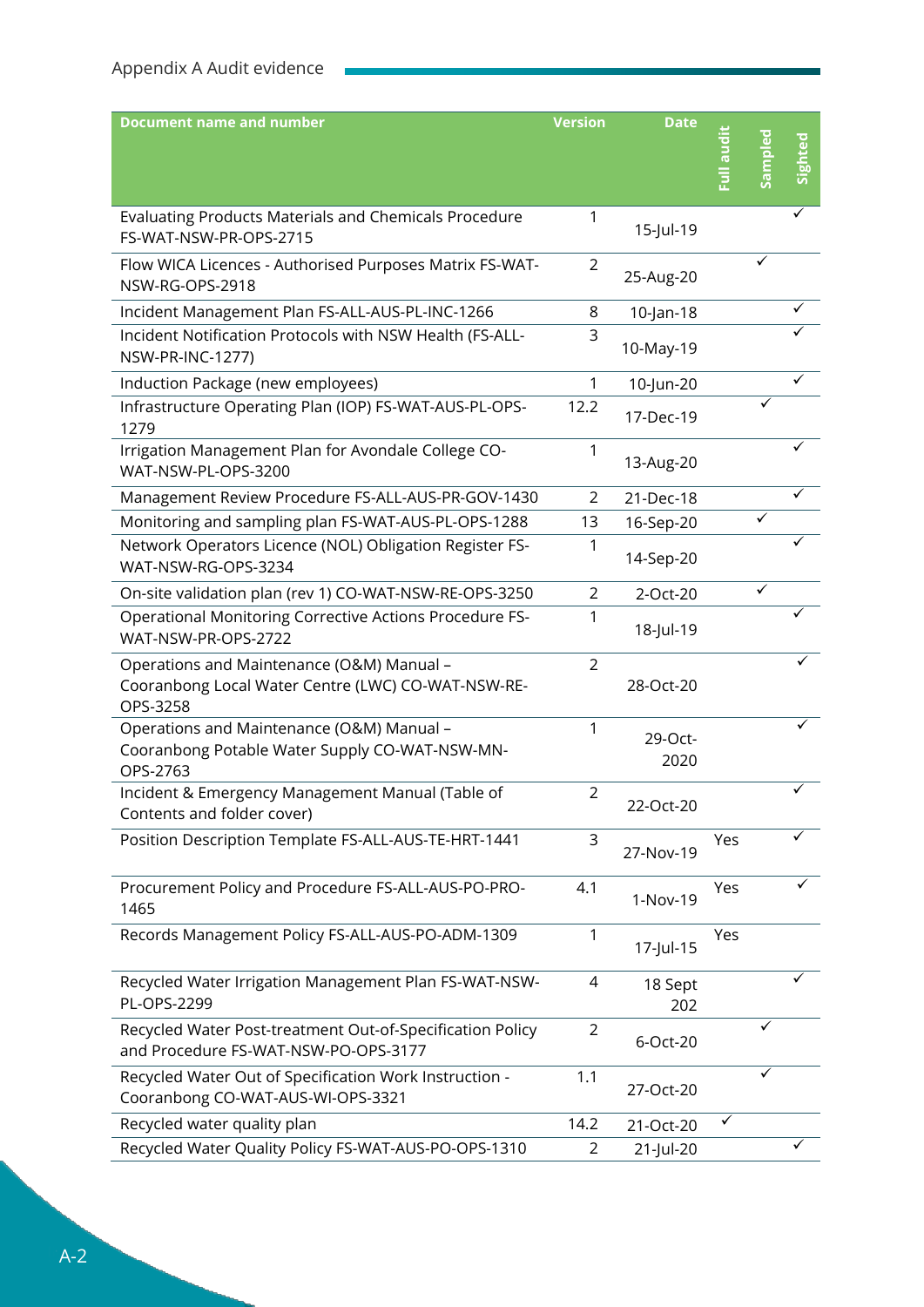| Document name and number | Version | Date | Full audit | Sampled | Sighted |
|---|---|---|---|---|---|
| Evaluating Products Materials and Chemicals Procedure FS-WAT-NSW-PR-OPS-2715 | 1 | 15-Jul-19 | | | ✓ |
| Flow WICA Licences - Authorised Purposes Matrix FS-WAT-NSW-RG-OPS-2918 | 2 | 25-Aug-20 | | ✓ | |
| Incident Management Plan FS-ALL-AUS-PL-INC-1266 | 8 | 10-Jan-18 | | | ✓ |
| Incident Notification Protocols with NSW Health (FS-ALL-NSW-PR-INC-1277) | 3 | 10-May-19 | | | ✓ |
| Induction Package (new employees) | 1 | 10-Jun-20 | | | ✓ |
| Infrastructure Operating Plan (IOP) FS-WAT-AUS-PL-OPS-1279 | 12.2 | 17-Dec-19 | | ✓ | |
| Irrigation Management Plan for Avondale College CO-WAT-NSW-PL-OPS-3200 | 1 | 13-Aug-20 | | | ✓ |
| Management Review Procedure FS-ALL-AUS-PR-GOV-1430 | 2 | 21-Dec-18 | | | ✓ |
| Monitoring and sampling plan FS-WAT-AUS-PL-OPS-1288 | 13 | 16-Sep-20 | | ✓ | |
| Network Operators Licence (NOL) Obligation Register FS-WAT-NSW-RG-OPS-3234 | 1 | 14-Sep-20 | | | ✓ |
| On-site validation plan (rev 1) CO-WAT-NSW-RE-OPS-3250 | 2 | 2-Oct-20 | | ✓ | |
| Operational Monitoring Corrective Actions Procedure FS-WAT-NSW-PR-OPS-2722 | 1 | 18-Jul-19 | | | ✓ |
| Operations and Maintenance (O&M) Manual – Cooranbong Local Water Centre (LWC) CO-WAT-NSW-RE-OPS-3258 | 2 | 28-Oct-20 | | | ✓ |
| Operations and Maintenance (O&M) Manual – Cooranbong Potable Water Supply CO-WAT-NSW-MN-OPS-2763 | 1 | 29-Oct-2020 | | | ✓ |
| Incident & Emergency Management Manual (Table of Contents and folder cover) | 2 | 22-Oct-20 | | | ✓ |
| Position Description Template FS-ALL-AUS-TE-HRT-1441 | 3 | 27-Nov-19 | Yes | | ✓ |
| Procurement Policy and Procedure FS-ALL-AUS-PO-PRO-1465 | 4.1 | 1-Nov-19 | Yes | | ✓ |
| Records Management Policy FS-ALL-AUS-PO-ADM-1309 | 1 | 17-Jul-15 | Yes | | |
| Recycled Water Irrigation Management Plan FS-WAT-NSW-PL-OPS-2299 | 4 | 18 Sept 202 | | | ✓ |
| Recycled Water Post-treatment Out-of-Specification Policy and Procedure FS-WAT-NSW-PO-OPS-3177 | 2 | 6-Oct-20 | | ✓ | |
| Recycled Water Out of Specification Work Instruction - Cooranbong CO-WAT-AUS-WI-OPS-3321 | 1.1 | 27-Oct-20 | | ✓ | |
| Recycled water quality plan | 14.2 | 21-Oct-20 | ✓ | | |
| Recycled Water Quality Policy FS-WAT-AUS-PO-OPS-1310 | 2 | 21-Jul-20 | | | ✓ |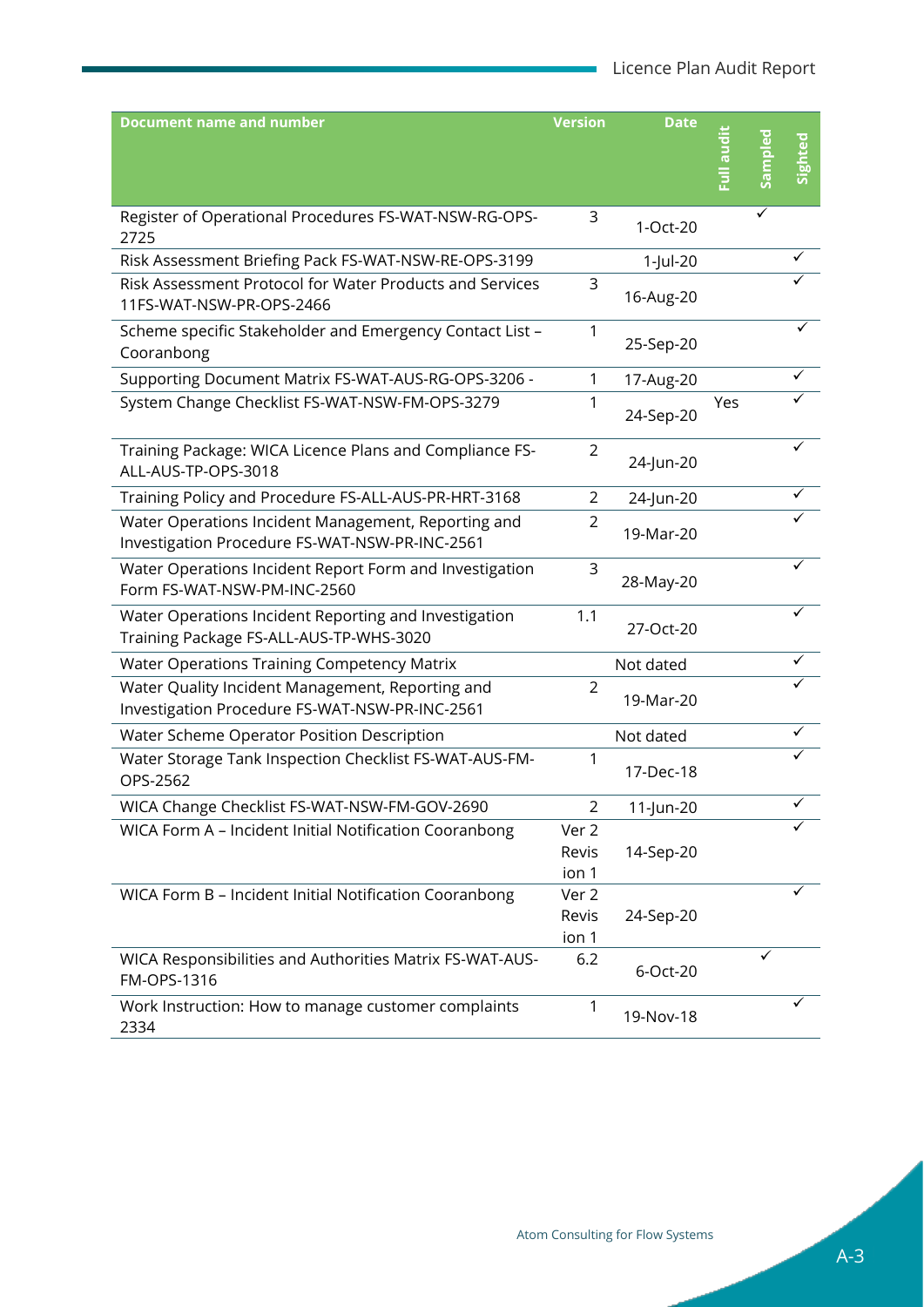| Document name and number | Version | Date | Full audit | Sampled | Sighted |
|---|---|---|---|---|---|
| Register of Operational Procedures FS-WAT-NSW-RG-OPS-2725 | 3 | 1-Oct-20 | | ✓ | |
| Risk Assessment Briefing Pack FS-WAT-NSW-RE-OPS-3199 | | 1-Jul-20 | | | ✓ |
| Risk Assessment Protocol for Water Products and Services 11FS-WAT-NSW-PR-OPS-2466 | 3 | 16-Aug-20 | | | ✓ |
| Scheme specific Stakeholder and Emergency Contact List – Cooranbong | 1 | 25-Sep-20 | | | ✓ |
| Supporting Document Matrix FS-WAT-AUS-RG-OPS-3206 - | 1 | 17-Aug-20 | | | ✓ |
| System Change Checklist FS-WAT-NSW-FM-OPS-3279 | 1 | 24-Sep-20 | Yes | | ✓ |
| Training Package: WICA Licence Plans and Compliance FS-ALL-AUS-TP-OPS-3018 | 2 | 24-Jun-20 | | | ✓ |
| Training Policy and Procedure FS-ALL-AUS-PR-HRT-3168 | 2 | 24-Jun-20 | | | ✓ |
| Water Operations Incident Management, Reporting and Investigation Procedure FS-WAT-NSW-PR-INC-2561 | 2 | 19-Mar-20 | | | ✓ |
| Water Operations Incident Report Form and Investigation Form FS-WAT-NSW-PM-INC-2560 | 3 | 28-May-20 | | | ✓ |
| Water Operations Incident Reporting and Investigation Training Package FS-ALL-AUS-TP-WHS-3020 | 1.1 | 27-Oct-20 | | | ✓ |
| Water Operations Training Competency Matrix | | Not dated | | | ✓ |
| Water Quality Incident Management, Reporting and Investigation Procedure FS-WAT-NSW-PR-INC-2561 | 2 | 19-Mar-20 | | | ✓ |
| Water Scheme Operator Position Description | | Not dated | | | ✓ |
| Water Storage Tank Inspection Checklist FS-WAT-AUS-FM-OPS-2562 | 1 | 17-Dec-18 | | | ✓ |
| WICA Change Checklist FS-WAT-NSW-FM-GOV-2690 | 2 | 11-Jun-20 | | | ✓ |
| WICA Form A – Incident Initial Notification Cooranbong | Ver 2 Revision 1 | 14-Sep-20 | | | ✓ |
| WICA Form B – Incident Initial Notification Cooranbong | Ver 2 Revision 1 | 24-Sep-20 | | | ✓ |
| WICA Responsibilities and Authorities Matrix FS-WAT-AUS-FM-OPS-1316 | 6.2 | 6-Oct-20 | | ✓ | |
| Work Instruction: How to manage customer complaints 2334 | 1 | 19-Nov-18 | | | ✓ |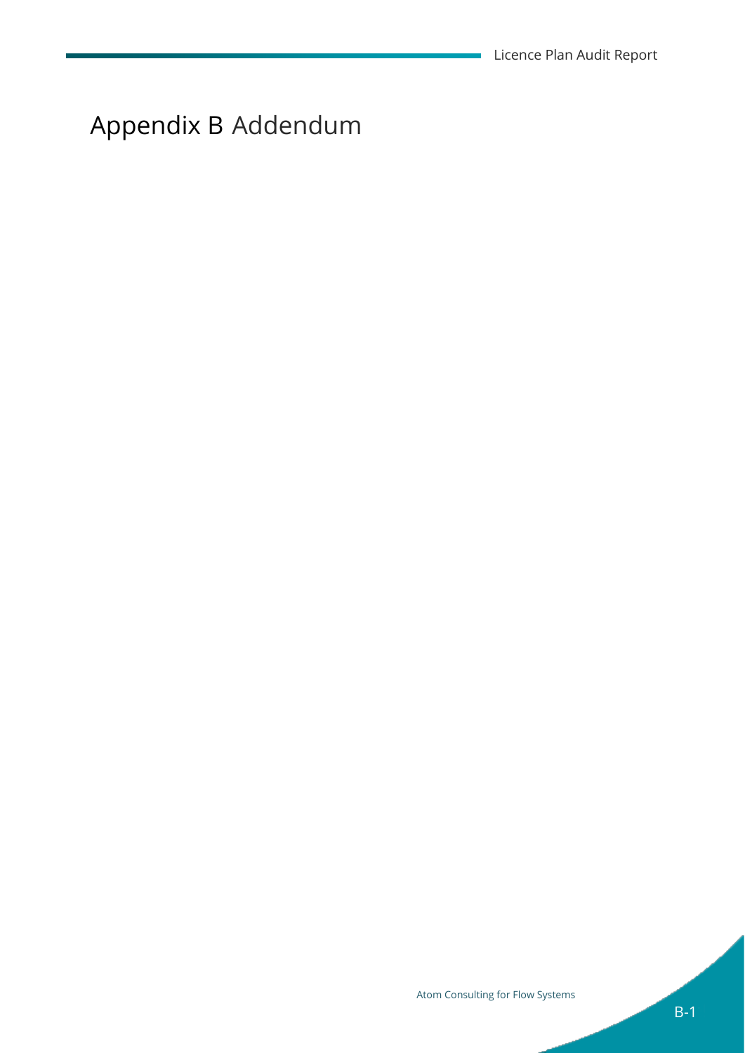# Appendix B Addendum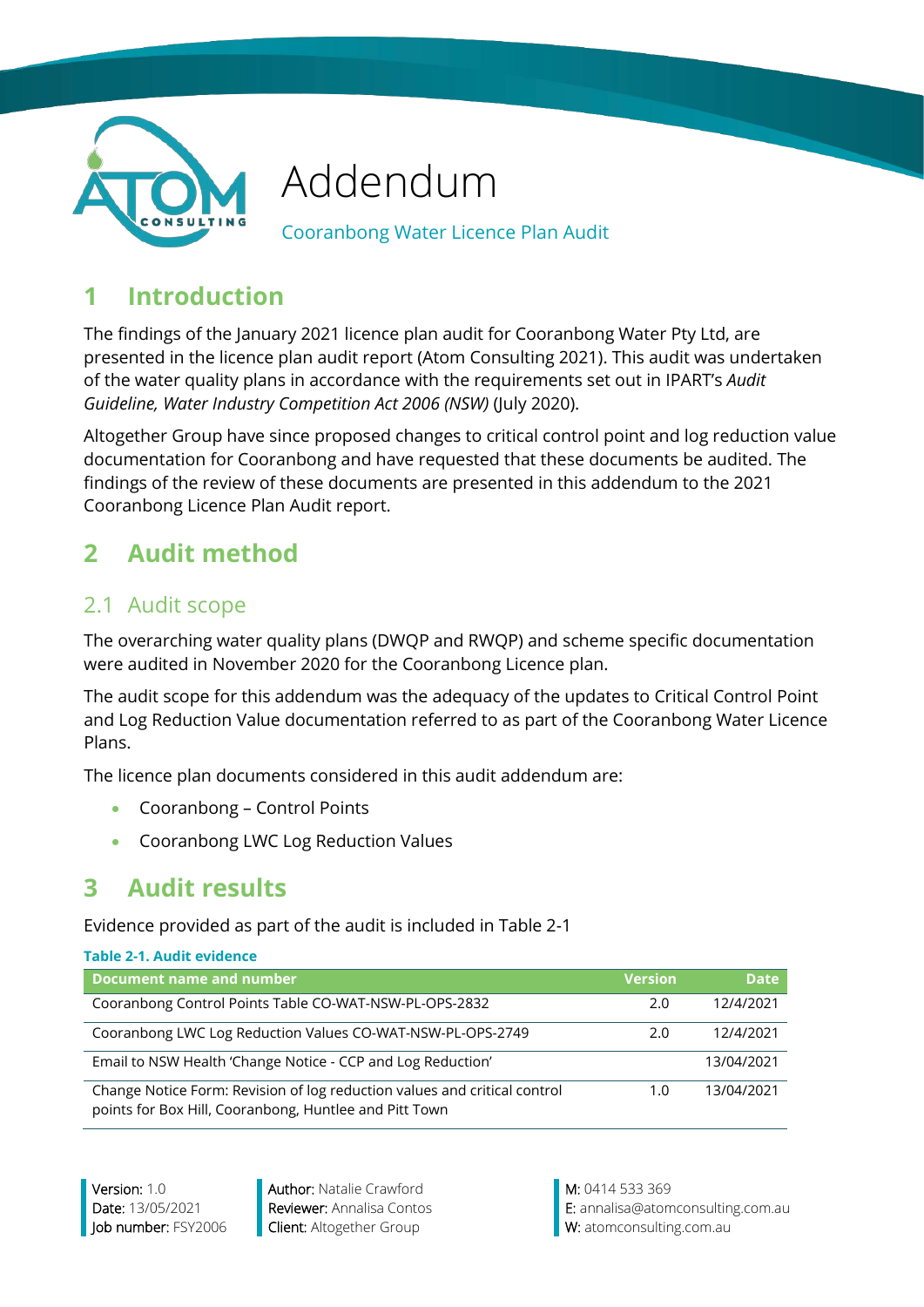# Addendum

Cooranbong Water Licence Plan Audit

## 1 Introduction

The findings of the January 2021 licence plan audit for Cooranbong Water Pty Ltd, are presented in the licence plan audit report (Atom Consulting 2021). This audit was undertaken of the water quality plans in accordance with the requirements set out in IPART's *Audit Guideline, Water Industry Competition Act 2006 (NSW)* (July 2020).

Altogether Group have since proposed changes to critical control point and log reduction value documentation for Cooranbong and have requested that these documents be audited. The findings of the review of these documents are presented in this addendum to the 2021 Cooranbong Licence Plan Audit report.

## 2 Audit method

### 2.1 Audit scope

The overarching water quality plans (DWQP and RWQP) and scheme specific documentation were audited in November 2020 for the Cooranbong Licence plan.

The audit scope for this addendum was the adequacy of the updates to Critical Control Point and Log Reduction Value documentation referred to as part of the Cooranbong Water Licence Plans.

The licence plan documents considered in this audit addendum are:

- Cooranbong – Control Points
- Cooranbong LWC Log Reduction Values

## 3 Audit results

Evidence provided as part of the audit is included in Table 2-1

**Table 2-1. Audit evidence**

| Document name and number | Version | Date |
|---|---|---|
| Cooranbong Control Points Table CO-WAT-NSW-PL-OPS-2832 | 2.0 | 12/4/2021 |
| Cooranbong LWC Log Reduction Values CO-WAT-NSW-PL-OPS-2749 | 2.0 | 12/4/2021 |
| Email to NSW Health 'Change Notice - CCP and Log Reduction' | | 13/04/2021 |
| Change Notice Form: Revision of log reduction values and critical control points for Box Hill, Cooranbong, Huntlee and Pitt Town | 1.0 | 13/04/2021 |

Version: 1.0
Date: 13/05/2021
Job number: FSY2006

Author: Natalie Crawford
Reviewer: Annalisa Contos
Client: Altogether Group

M: 0414 533 369
E: annalisa@atomconsulting.com.au
W: atomconsulting.com.au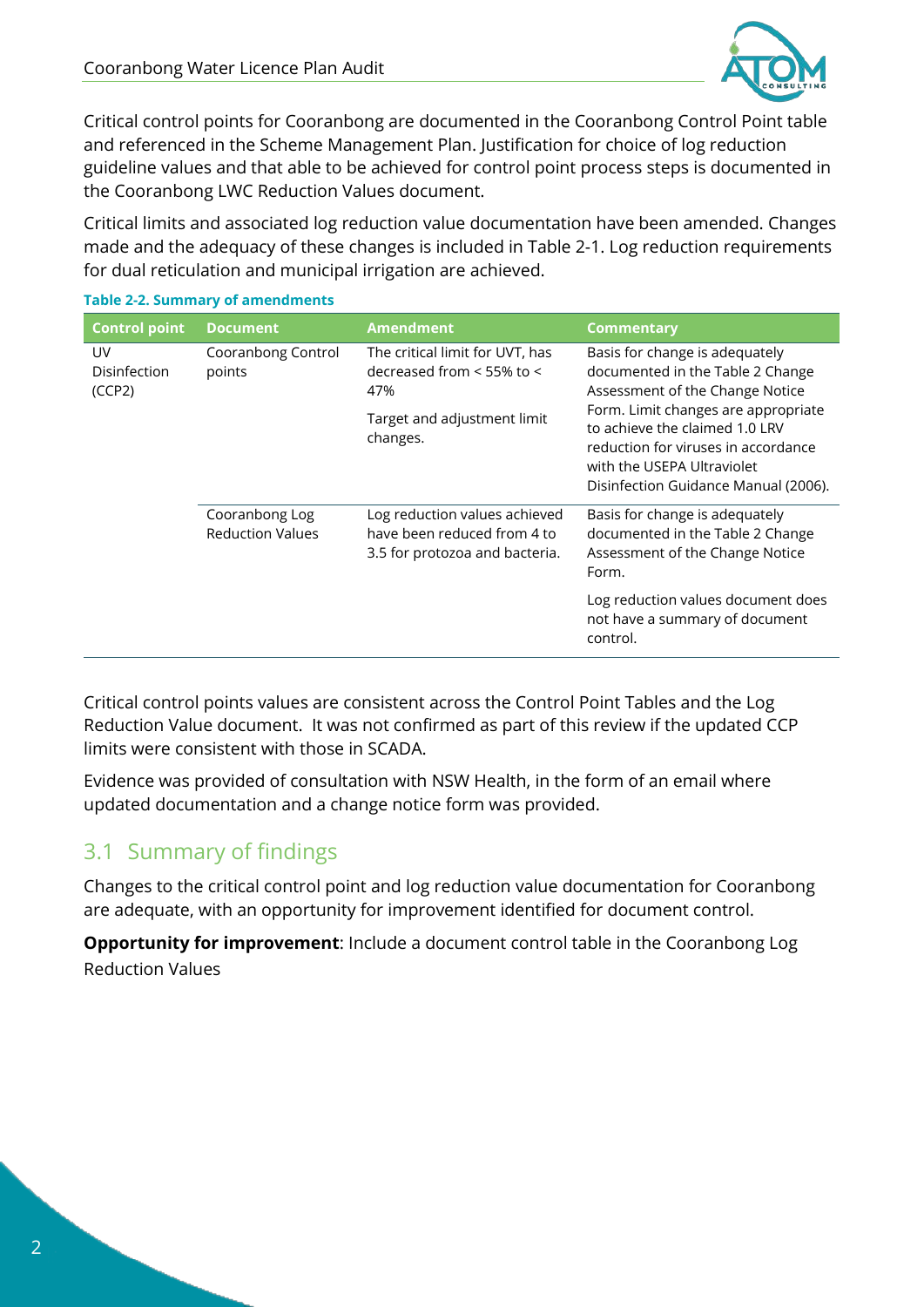Critical control points for Cooranbong are documented in the Cooranbong Control Point table and referenced in the Scheme Management Plan. Justification for choice of log reduction guideline values and that able to be achieved for control point process steps is documented in the Cooranbong LWC Reduction Values document.

Critical limits and associated log reduction value documentation have been amended. Changes made and the adequacy of these changes is included in Table 2-1. Log reduction requirements for dual reticulation and municipal irrigation are achieved.

**Table 2-2. Summary of amendments**

| Control point | Document | Amendment | Commentary |
|---|---|---|---|
| UV Disinfection (CCP2) | Cooranbong Control points | The critical limit for UVT, has decreased from < 55% to < 47%<br><br>Target and adjustment limit changes. | Basis for change is adequately documented in the Table 2 Change Assessment of the Change Notice Form. Limit changes are appropriate to achieve the claimed 1.0 LRV reduction for viruses in accordance with the USEPA Ultraviolet Disinfection Guidance Manual (2006). |
| | Cooranbong Log Reduction Values | Log reduction values achieved have been reduced from 4 to 3.5 for protozoa and bacteria. | Basis for change is adequately documented in the Table 2 Change Assessment of the Change Notice Form.<br><br>Log reduction values document does not have a summary of document control. |

Critical control points values are consistent across the Control Point Tables and the Log Reduction Value document. It was not confirmed as part of this review if the updated CCP limits were consistent with those in SCADA.

Evidence was provided of consultation with NSW Health, in the form of an email where updated documentation and a change notice form was provided.

## 3.1 Summary of findings

Changes to the critical control point and log reduction value documentation for Cooranbong are adequate, with an opportunity for improvement identified for document control.

**Opportunity for improvement**: Include a document control table in the Cooranbong Log Reduction Values